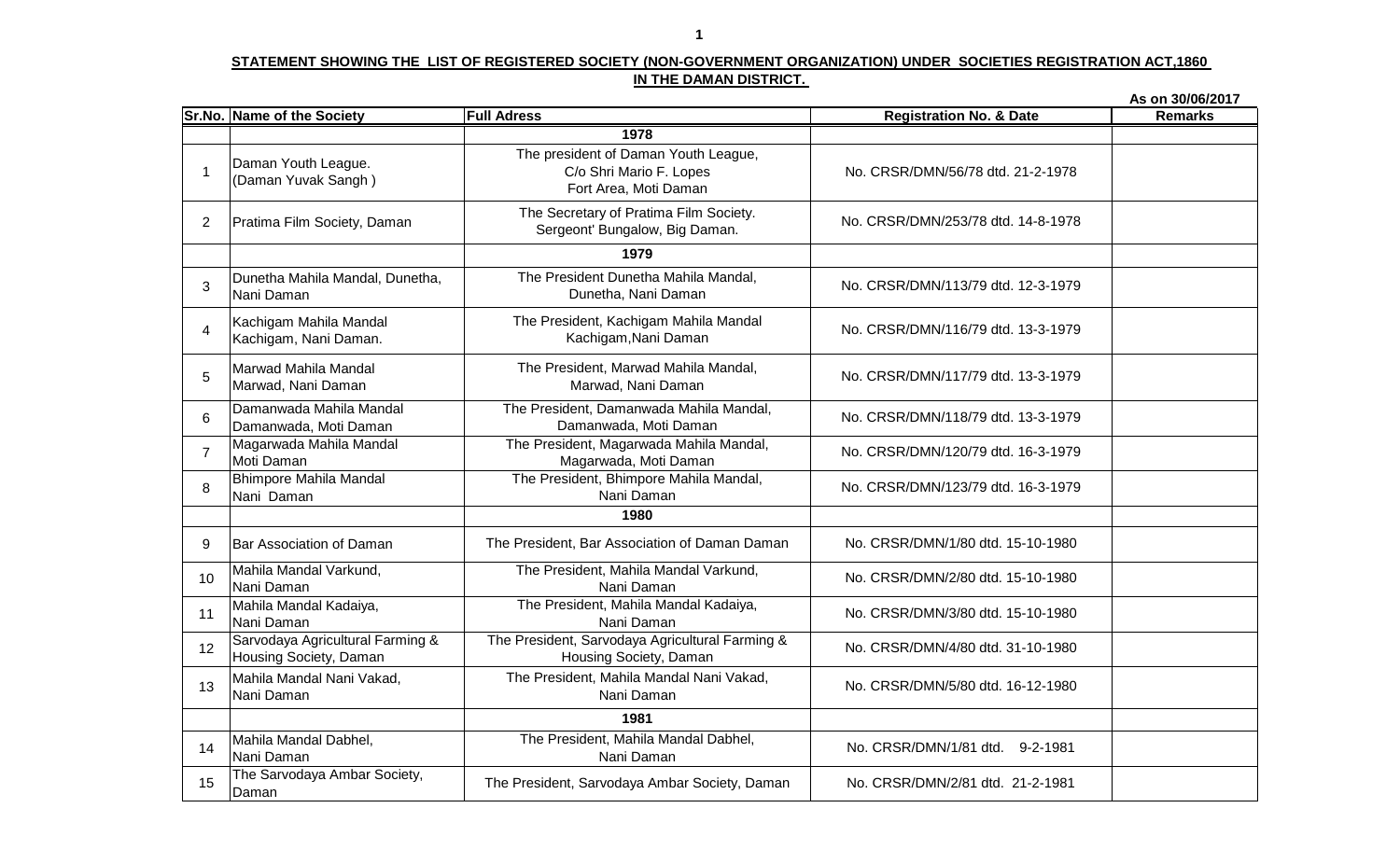**STATEMENT SHOWING THE LIST OF REGISTERED SOCIETY (NON-GOVERNMENT ORGANIZATION) UNDER SOCIETIES REGISTRATION ACT,1860 IN THE DAMAN DISTRICT.**

**As on 30/06/2017**

| Sr.No. | Name of the Society | Full Adress | Registration No. & Date | Remarks |
|---|---|---|---|---|
| | | **1978** | | |
| 1 | Daman Youth League. (Daman Yuvak Sangh ) | The president of Daman Youth League, C/o Shri Mario F. Lopes Fort Area, Moti Daman | No. CRSR/DMN/56/78 dtd. 21-2-1978 | |
| 2 | Pratima Film Society, Daman | The Secretary of Pratima Film Society. Sergeont' Bungalow, Big Daman. | No. CRSR/DMN/253/78 dtd. 14-8-1978 | |
| | | **1979** | | |
| 3 | Dunetha Mahila Mandal, Dunetha, Nani Daman | The President Dunetha Mahila Mandal, Dunetha, Nani Daman | No. CRSR/DMN/113/79 dtd. 12-3-1979 | |
| 4 | Kachigam Mahila Mandal Kachigam, Nani Daman. | The President, Kachigam Mahila Mandal Kachigam,Nani Daman | No. CRSR/DMN/116/79 dtd. 13-3-1979 | |
| 5 | Marwad Mahila Mandal Marwad, Nani Daman | The President, Marwad Mahila Mandal, Marwad, Nani Daman | No. CRSR/DMN/117/79 dtd. 13-3-1979 | |
| 6 | Damanwada Mahila Mandal Damanwada, Moti Daman | The President, Damanwada Mahila Mandal, Damanwada, Moti Daman | No. CRSR/DMN/118/79 dtd. 13-3-1979 | |
| 7 | Magarwada Mahila Mandal Moti Daman | The President, Magarwada Mahila Mandal, Magarwada, Moti Daman | No. CRSR/DMN/120/79 dtd. 16-3-1979 | |
| 8 | Bhimpore Mahila Mandal Nani Daman | The President, Bhimpore Mahila Mandal, Nani Daman | No. CRSR/DMN/123/79 dtd. 16-3-1979 | |
| | | **1980** | | |
| 9 | Bar Association of Daman | The President, Bar Association of Daman Daman | No. CRSR/DMN/1/80 dtd. 15-10-1980 | |
| 10 | Mahila Mandal Varkund, Nani Daman | The President, Mahila Mandal Varkund, Nani Daman | No. CRSR/DMN/2/80 dtd. 15-10-1980 | |
| 11 | Mahila Mandal Kadaiya, Nani Daman | The President, Mahila Mandal Kadaiya, Nani Daman | No. CRSR/DMN/3/80 dtd. 15-10-1980 | |
| 12 | Sarvodaya Agricultural Farming & Housing Society, Daman | The President, Sarvodaya Agricultural Farming & Housing Society, Daman | No. CRSR/DMN/4/80 dtd. 31-10-1980 | |
| 13 | Mahila Mandal Nani Vakad, Nani Daman | The President, Mahila Mandal Nani Vakad, Nani Daman | No. CRSR/DMN/5/80 dtd. 16-12-1980 | |
| | | **1981** | | |
| 14 | Mahila Mandal Dabhel, Nani Daman | The President, Mahila Mandal Dabhel, Nani Daman | No. CRSR/DMN/1/81 dtd. 9-2-1981 | |
| 15 | The Sarvodaya Ambar Society, Daman | The President, Sarvodaya Ambar Society, Daman | No. CRSR/DMN/2/81 dtd. 21-2-1981 | |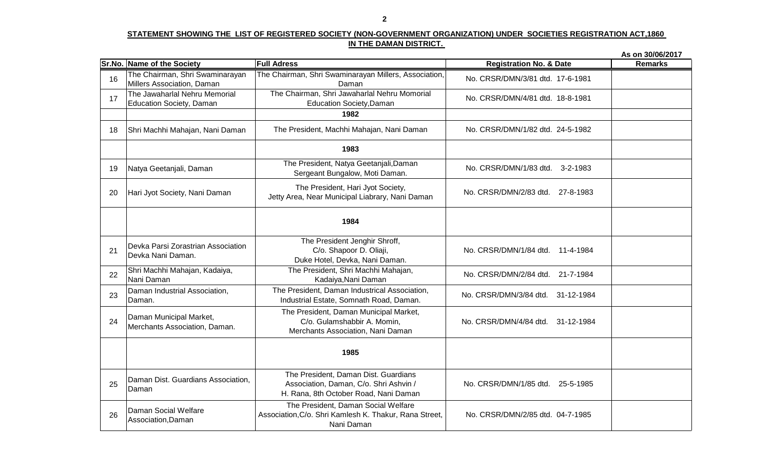**STATEMENT SHOWING THE LIST OF REGISTERED SOCIETY (NON-GOVERNMENT ORGANIZATION) UNDER SOCIETIES REGISTRATION ACT,1860 IN THE DAMAN DISTRICT.**

**As on 30/06/2017**

| Sr.No. | Name of the Society | Full Adress | Registration No. & Date | Remarks |
|---|---|---|---|---|
| 16 | The Chairman, Shri Swaminarayan Millers Association, Daman | The Chairman, Shri Swaminarayan Millers, Association, Daman | No. CRSR/DMN/3/81 dtd. 17-6-1981 | |
| 17 | The Jawaharlal Nehru Memorial Education Society, Daman | The Chairman, Shri Jawaharlal Nehru Momorial Education Society,Daman | No. CRSR/DMN/4/81 dtd. 18-8-1981 | |
| | | 1982 | | |
| 18 | Shri Machhi Mahajan, Nani Daman | The President, Machhi Mahajan, Nani Daman | No. CRSR/DMN/1/82 dtd. 24-5-1982 | |
| | | 1983 | | |
| 19 | Natya Geetanjali, Daman | The President, Natya Geetanjali,Daman Sergeant Bungalow, Moti Daman. | No. CRSR/DMN/1/83 dtd. 3-2-1983 | |
| 20 | Hari Jyot Society, Nani Daman | The President, Hari Jyot Society, Jetty Area, Near Municipal Liabrary, Nani Daman | No. CRSR/DMN/2/83 dtd. 27-8-1983 | |
| | | 1984 | | |
| 21 | Devka Parsi Zorastrian Association Devka Nani Daman. | The President Jenghir Shroff, C/o. Shapoor D. Oliaji, Duke Hotel, Devka, Nani Daman. | No. CRSR/DMN/1/84 dtd. 11-4-1984 | |
| 22 | Shri Machhi Mahajan, Kadaiya, Nani Daman | The President, Shri Machhi Mahajan, Kadaiya,Nani Daman | No. CRSR/DMN/2/84 dtd. 21-7-1984 | |
| 23 | Daman Industrial Association, Daman. | The President, Daman Industrical Association, Industrial Estate, Somnath Road, Daman. | No. CRSR/DMN/3/84 dtd. 31-12-1984 | |
| 24 | Daman Municipal Market, Merchants Association, Daman. | The President, Daman Municipal Market, C/o. Gulamshabbir A. Momin, Merchants Association, Nani Daman | No. CRSR/DMN/4/84 dtd. 31-12-1984 | |
| | | 1985 | | |
| 25 | Daman Dist. Guardians Association, Daman | The President, Daman Dist. Guardians Association, Daman, C/o. Shri Ashvin / H. Rana, 8th October Road, Nani Daman | No. CRSR/DMN/1/85 dtd. 25-5-1985 | |
| 26 | Daman Social Welfare Association,Daman | The President, Daman Social Welfare Association,C/o. Shri Kamlesh K. Thakur, Rana Street, Nani Daman | No. CRSR/DMN/2/85 dtd. 04-7-1985 | |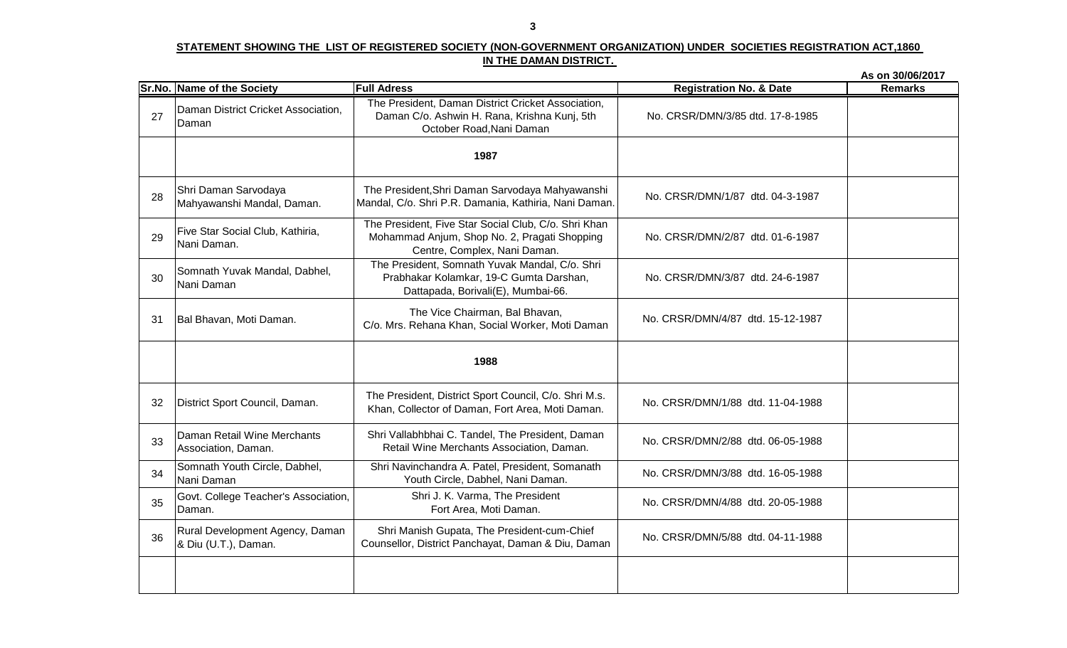**STATEMENT SHOWING THE LIST OF REGISTERED SOCIETY (NON-GOVERNMENT ORGANIZATION) UNDER SOCIETIES REGISTRATION ACT,1860 IN THE DAMAN DISTRICT.**

As on 30/06/2017

| Sr.No. | Name of the Society | Full Adress | Registration No. & Date | Remarks |
|---|---|---|---|---|
| 27 | Daman District Cricket Association, Daman | The President, Daman District Cricket Association, Daman C/o. Ashwin H. Rana, Krishna Kunj, 5th October Road,Nani Daman | No. CRSR/DMN/3/85 dtd. 17-8-1985 | |
| | | **1987** | | |
| 28 | Shri Daman Sarvodaya Mahyawanshi Mandal, Daman. | The President,Shri Daman Sarvodaya Mahyawanshi Mandal, C/o. Shri P.R. Damania, Kathiria, Nani Daman. | No. CRSR/DMN/1/87 dtd. 04-3-1987 | |
| 29 | Five Star Social Club, Kathiria, Nani Daman. | The President, Five Star Social Club, C/o. Shri Khan Mohammad Anjum, Shop No. 2, Pragati Shopping Centre, Complex, Nani Daman. | No. CRSR/DMN/2/87 dtd. 01-6-1987 | |
| 30 | Somnath Yuvak Mandal, Dabhel, Nani Daman | The President, Somnath Yuvak Mandal, C/o. Shri Prabhakar Kolamkar, 19-C Gumta Darshan, Dattapada, Borivali(E), Mumbai-66. | No. CRSR/DMN/3/87 dtd. 24-6-1987 | |
| 31 | Bal Bhavan, Moti Daman. | The Vice Chairman, Bal Bhavan, C/o. Mrs. Rehana Khan, Social Worker, Moti Daman | No. CRSR/DMN/4/87 dtd. 15-12-1987 | |
| | | **1988** | | |
| 32 | District Sport Council, Daman. | The President, District Sport Council, C/o. Shri M.s. Khan, Collector of Daman, Fort Area, Moti Daman. | No. CRSR/DMN/1/88 dtd. 11-04-1988 | |
| 33 | Daman Retail Wine Merchants Association, Daman. | Shri Vallabhbhai C. Tandel, The President, Daman Retail Wine Merchants Association, Daman. | No. CRSR/DMN/2/88 dtd. 06-05-1988 | |
| 34 | Somnath Youth Circle, Dabhel, Nani Daman | Shri Navinchandra A. Patel, President, Somanath Youth Circle, Dabhel, Nani Daman. | No. CRSR/DMN/3/88 dtd. 16-05-1988 | |
| 35 | Govt. College Teacher's Association, Daman. | Shri J. K. Varma, The President Fort Area, Moti Daman. | No. CRSR/DMN/4/88 dtd. 20-05-1988 | |
| 36 | Rural Development Agency, Daman & Diu (U.T.), Daman. | Shri Manish Gupata, The President-cum-Chief Counsellor, District Panchayat, Daman & Diu, Daman | No. CRSR/DMN/5/88 dtd. 04-11-1988 | |
| | | | | |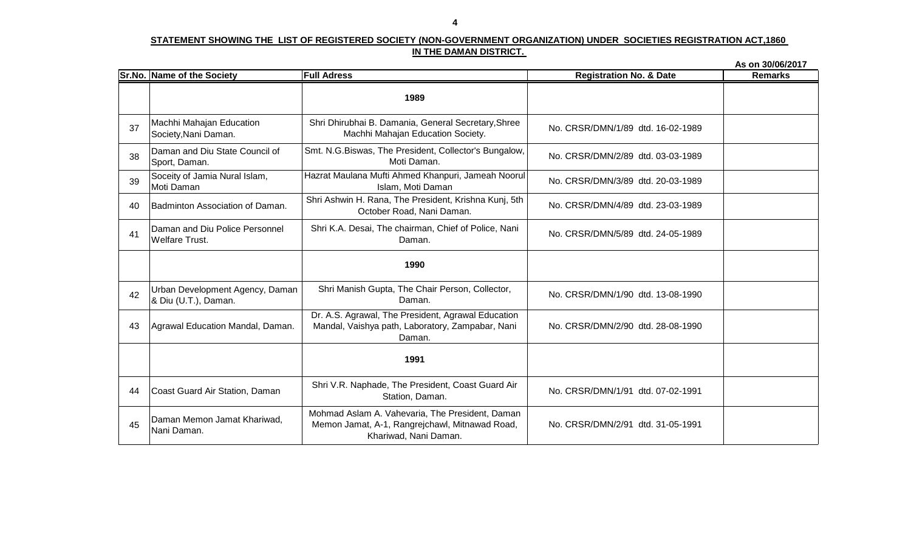**STATEMENT SHOWING THE LIST OF REGISTERED SOCIETY (NON-GOVERNMENT ORGANIZATION) UNDER SOCIETIES REGISTRATION ACT,1860 IN THE DAMAN DISTRICT.**

**As on 30/06/2017**

| Sr.No. | Name of the Society | Full Adress | Registration No. & Date | Remarks |
|---|---|---|---|---|
| | | **1989** | | |
| 37 | Machhi Mahajan Education Society,Nani Daman. | Shri Dhirubhai B. Damania, General Secretary,Shree Machhi Mahajan Education Society. | No. CRSR/DMN/1/89 dtd. 16-02-1989 | |
| 38 | Daman and Diu State Council of Sport, Daman. | Smt. N.G.Biswas, The President, Collector's Bungalow, Moti Daman. | No. CRSR/DMN/2/89 dtd. 03-03-1989 | |
| 39 | Soceity of Jamia Nural Islam, Moti Daman | Hazrat Maulana Mufti Ahmed Khanpuri, Jameah Noorul Islam, Moti Daman | No. CRSR/DMN/3/89 dtd. 20-03-1989 | |
| 40 | Badminton Association of Daman. | Shri Ashwin H. Rana, The President, Krishna Kunj, 5th October Road, Nani Daman. | No. CRSR/DMN/4/89 dtd. 23-03-1989 | |
| 41 | Daman and Diu Police Personnel Welfare Trust. | Shri K.A. Desai, The chairman, Chief of Police, Nani Daman. | No. CRSR/DMN/5/89 dtd. 24-05-1989 | |
| | | **1990** | | |
| 42 | Urban Development Agency, Daman & Diu (U.T.), Daman. | Shri Manish Gupta, The Chair Person, Collector, Daman. | No. CRSR/DMN/1/90 dtd. 13-08-1990 | |
| 43 | Agrawal Education Mandal, Daman. | Dr. A.S. Agrawal, The President, Agrawal Education Mandal, Vaishya path, Laboratory, Zampabar, Nani Daman. | No. CRSR/DMN/2/90 dtd. 28-08-1990 | |
| | | **1991** | | |
| 44 | Coast Guard Air Station, Daman | Shri V.R. Naphade, The President, Coast Guard Air Station, Daman. | No. CRSR/DMN/1/91 dtd. 07-02-1991 | |
| 45 | Daman Memon Jamat Khariwad, Nani Daman. | Mohmad Aslam A. Vahevaria, The President, Daman Memon Jamat, A-1, Rangrejchawl, Mitnawad Road, Khariwad, Nani Daman. | No. CRSR/DMN/2/91 dtd. 31-05-1991 | |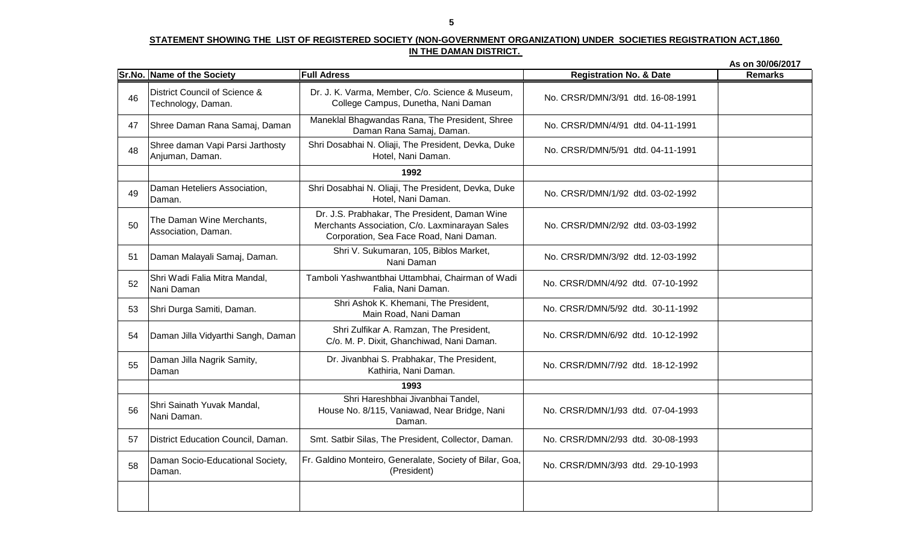**STATEMENT SHOWING THE LIST OF REGISTERED SOCIETY (NON-GOVERNMENT ORGANIZATION) UNDER SOCIETIES REGISTRATION ACT,1860 IN THE DAMAN DISTRICT.**

As on 30/06/2017

| Sr.No. | Name of the Society | Full Adress | Registration No. & Date | Remarks |
|---|---|---|---|---|
| 46 | District Council of Science & Technology, Daman. | Dr. J. K. Varma, Member, C/o. Science & Museum, College Campus, Dunetha, Nani Daman | No. CRSR/DMN/3/91 dtd. 16-08-1991 | |
| 47 | Shree Daman Rana Samaj, Daman | Maneklal Bhagwandas Rana, The President, Shree Daman Rana Samaj, Daman. | No. CRSR/DMN/4/91 dtd. 04-11-1991 | |
| 48 | Shree daman Vapi Parsi Jarthosty Anjuman, Daman. | Shri Dosabhai N. Oliaji, The President, Devka, Duke Hotel, Nani Daman. | No. CRSR/DMN/5/91 dtd. 04-11-1991 | |
| | | **1992** | | |
| 49 | Daman Heteliers Association, Daman. | Shri Dosabhai N. Oliaji, The President, Devka, Duke Hotel, Nani Daman. | No. CRSR/DMN/1/92 dtd. 03-02-1992 | |
| 50 | The Daman Wine Merchants, Association, Daman. | Dr. J.S. Prabhakar, The President, Daman Wine Merchants Association, C/o. Laxminarayan Sales Corporation, Sea Face Road, Nani Daman. | No. CRSR/DMN/2/92 dtd. 03-03-1992 | |
| 51 | Daman Malayali Samaj, Daman. | Shri V. Sukumaran, 105, Biblos Market, Nani Daman | No. CRSR/DMN/3/92 dtd. 12-03-1992 | |
| 52 | Shri Wadi Falia Mitra Mandal, Nani Daman | Tamboli Yashwantbhai Uttambhai, Chairman of Wadi Falia, Nani Daman. | No. CRSR/DMN/4/92 dtd. 07-10-1992 | |
| 53 | Shri Durga Samiti, Daman. | Shri Ashok K. Khemani, The President, Main Road, Nani Daman | No. CRSR/DMN/5/92 dtd. 30-11-1992 | |
| 54 | Daman Jilla Vidyarthi Sangh, Daman | Shri Zulfikar A. Ramzan, The President, C/o. M. P. Dixit, Ghanchiwad, Nani Daman. | No. CRSR/DMN/6/92 dtd. 10-12-1992 | |
| 55 | Daman Jilla Nagrik Samity, Daman | Dr. Jivanbhai S. Prabhakar, The President, Kathiria, Nani Daman. | No. CRSR/DMN/7/92 dtd. 18-12-1992 | |
| | | **1993** | | |
| 56 | Shri Sainath Yuvak Mandal, Nani Daman. | Shri Hareshbhai Jivanbhai Tandel, House No. 8/115, Vaniawad, Near Bridge, Nani Daman. | No. CRSR/DMN/1/93 dtd. 07-04-1993 | |
| 57 | District Education Council, Daman. | Smt. Satbir Silas, The President, Collector, Daman. | No. CRSR/DMN/2/93 dtd. 30-08-1993 | |
| 58 | Daman Socio-Educational Society, Daman. | Fr. Galdino Monteiro, Generalate, Society of Bilar, Goa, (President) | No. CRSR/DMN/3/93 dtd. 29-10-1993 | |
| | | | | |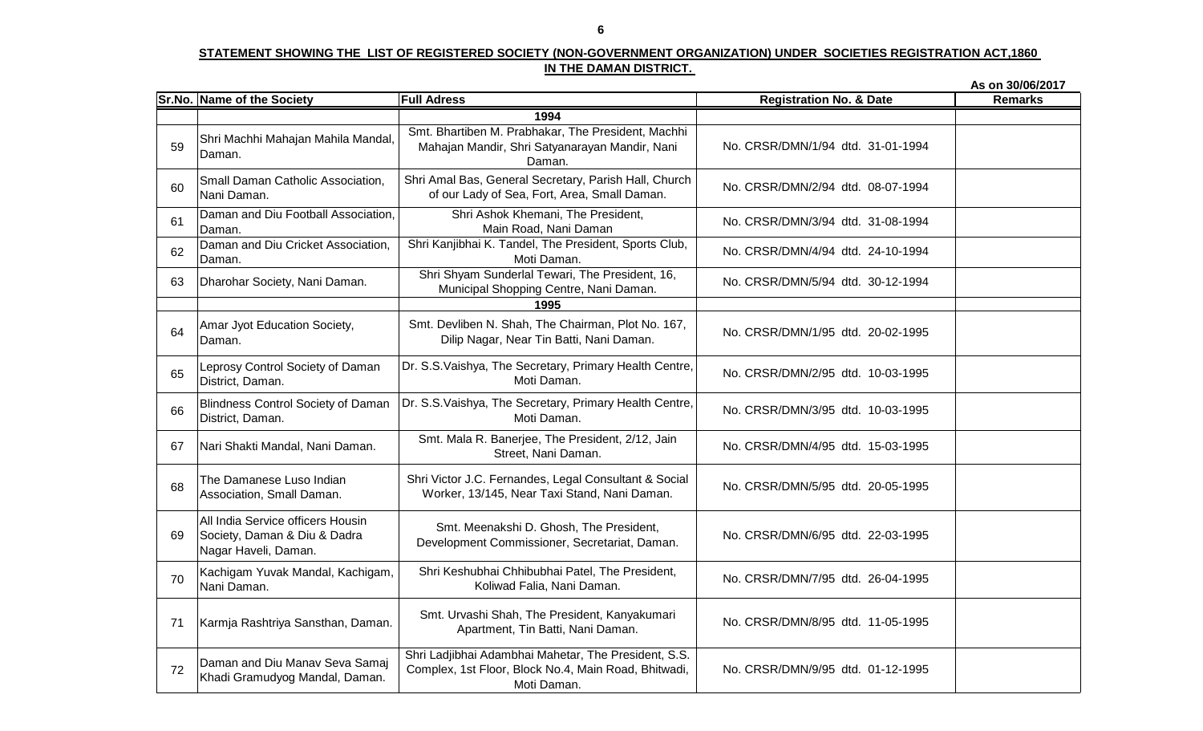**STATEMENT SHOWING THE LIST OF REGISTERED SOCIETY (NON-GOVERNMENT ORGANIZATION) UNDER SOCIETIES REGISTRATION ACT,1860 IN THE DAMAN DISTRICT.**

**As on 30/06/2017**

| Sr.No. | Name of the Society | Full Adress | Registration No. & Date | Remarks |
|---|---|---|---|---|
| | | **1994** | | |
| 59 | Shri Machhi Mahajan Mahila Mandal, Daman. | Smt. Bhartiben M. Prabhakar, The President, Machhi Mahajan Mandir, Shri Satyanarayan Mandir, Nani Daman. | No. CRSR/DMN/1/94 dtd. 31-01-1994 | |
| 60 | Small Daman Catholic Association, Nani Daman. | Shri Amal Bas, General Secretary, Parish Hall, Church of our Lady of Sea, Fort, Area, Small Daman. | No. CRSR/DMN/2/94 dtd. 08-07-1994 | |
| 61 | Daman and Diu Football Association, Daman. | Shri Ashok Khemani, The President, Main Road, Nani Daman | No. CRSR/DMN/3/94 dtd. 31-08-1994 | |
| 62 | Daman and Diu Cricket Association, Daman. | Shri Kanjibhai K. Tandel, The President, Sports Club, Moti Daman. | No. CRSR/DMN/4/94 dtd. 24-10-1994 | |
| 63 | Dharohar Society, Nani Daman. | Shri Shyam Sunderlal Tewari, The President, 16, Municipal Shopping Centre, Nani Daman. | No. CRSR/DMN/5/94 dtd. 30-12-1994 | |
| | | **1995** | | |
| 64 | Amar Jyot Education Society, Daman. | Smt. Devliben N. Shah, The Chairman, Plot No. 167, Dilip Nagar, Near Tin Batti, Nani Daman. | No. CRSR/DMN/1/95 dtd. 20-02-1995 | |
| 65 | Leprosy Control Society of Daman District, Daman. | Dr. S.S.Vaishya, The Secretary, Primary Health Centre, Moti Daman. | No. CRSR/DMN/2/95 dtd. 10-03-1995 | |
| 66 | Blindness Control Society of Daman District, Daman. | Dr. S.S.Vaishya, The Secretary, Primary Health Centre, Moti Daman. | No. CRSR/DMN/3/95 dtd. 10-03-1995 | |
| 67 | Nari Shakti Mandal, Nani Daman. | Smt. Mala R. Banerjee, The President, 2/12, Jain Street, Nani Daman. | No. CRSR/DMN/4/95 dtd. 15-03-1995 | |
| 68 | The Damanese Luso Indian Association, Small Daman. | Shri Victor J.C. Fernandes, Legal Consultant & Social Worker, 13/145, Near Taxi Stand, Nani Daman. | No. CRSR/DMN/5/95 dtd. 20-05-1995 | |
| 69 | All India Service officers Housin Society, Daman & Diu & Dadra Nagar Haveli, Daman. | Smt. Meenakshi D. Ghosh, The President, Development Commissioner, Secretariat, Daman. | No. CRSR/DMN/6/95 dtd. 22-03-1995 | |
| 70 | Kachigam Yuvak Mandal, Kachigam, Nani Daman. | Shri Keshubhai Chhibubhai Patel, The President, Koliwad Falia, Nani Daman. | No. CRSR/DMN/7/95 dtd. 26-04-1995 | |
| 71 | Karmja Rashtriya Sansthan, Daman. | Smt. Urvashi Shah, The President, Kanyakumari Apartment, Tin Batti, Nani Daman. | No. CRSR/DMN/8/95 dtd. 11-05-1995 | |
| 72 | Daman and Diu Manav Seva Samaj Khadi Gramudyog Mandal, Daman. | Shri Ladjibhai Adambhai Mahetar, The President, S.S. Complex, 1st Floor, Block No.4, Main Road, Bhitwadi, Moti Daman. | No. CRSR/DMN/9/95 dtd. 01-12-1995 | |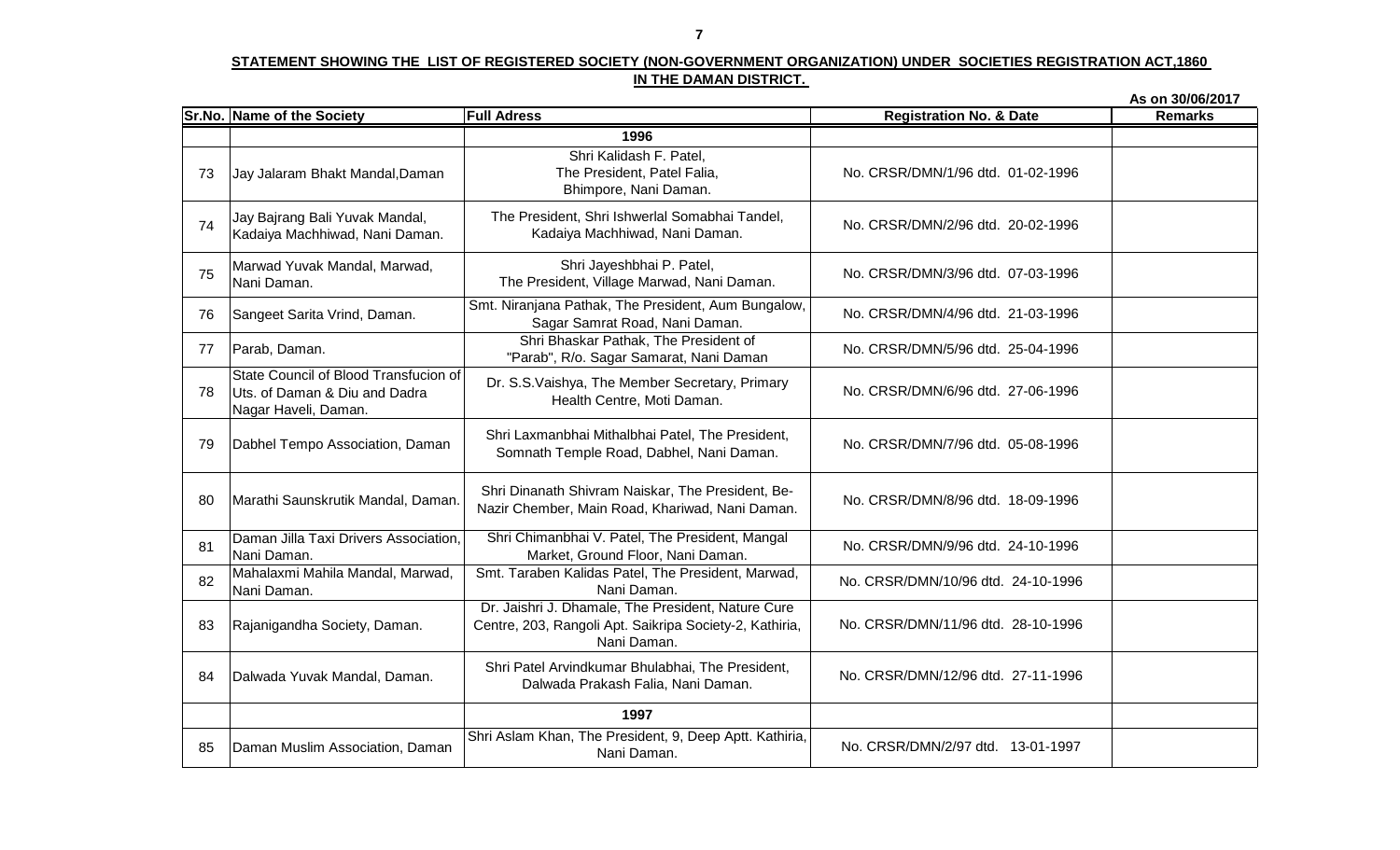**STATEMENT SHOWING THE LIST OF REGISTERED SOCIETY (NON-GOVERNMENT ORGANIZATION) UNDER SOCIETIES REGISTRATION ACT,1860 IN THE DAMAN DISTRICT.**

**As on 30/06/2017**

| Sr.No. | Name of the Society | Full Adress | Registration No. & Date | Remarks |
|---|---|---|---|---|
| | | **1996** | | |
| 73 | Jay Jalaram Bhakt Mandal,Daman | Shri Kalidash F. Patel, The President, Patel Falia, Bhimpore, Nani Daman. | No. CRSR/DMN/1/96 dtd. 01-02-1996 | |
| 74 | Jay Bajrang Bali Yuvak Mandal, Kadaiya Machhiwad, Nani Daman. | The President, Shri Ishwerlal Somabhai Tandel, Kadaiya Machhiwad, Nani Daman. | No. CRSR/DMN/2/96 dtd. 20-02-1996 | |
| 75 | Marwad Yuvak Mandal, Marwad, Nani Daman. | Shri Jayeshbhai P. Patel, The President, Village Marwad, Nani Daman. | No. CRSR/DMN/3/96 dtd. 07-03-1996 | |
| 76 | Sangeet Sarita Vrind, Daman. | Smt. Niranjana Pathak, The President, Aum Bungalow, Sagar Samrat Road, Nani Daman. | No. CRSR/DMN/4/96 dtd. 21-03-1996 | |
| 77 | Parab, Daman. | Shri Bhaskar Pathak, The President of "Parab", R/o. Sagar Samarat, Nani Daman | No. CRSR/DMN/5/96 dtd. 25-04-1996 | |
| 78 | State Council of Blood Transfucion of Uts. of Daman & Diu and Dadra Nagar Haveli, Daman. | Dr. S.S.Vaishya, The Member Secretary, Primary Health Centre, Moti Daman. | No. CRSR/DMN/6/96 dtd. 27-06-1996 | |
| 79 | Dabhel Tempo Association, Daman | Shri Laxmanbhai Mithalbhai Patel, The President, Somnath Temple Road, Dabhel, Nani Daman. | No. CRSR/DMN/7/96 dtd. 05-08-1996 | |
| 80 | Marathi Saunskrutik Mandal, Daman. | Shri Dinanath Shivram Naiskar, The President, Be-Nazir Chember, Main Road, Khariwad, Nani Daman. | No. CRSR/DMN/8/96 dtd. 18-09-1996 | |
| 81 | Daman Jilla Taxi Drivers Association, Nani Daman. | Shri Chimanbhai V. Patel, The President, Mangal Market, Ground Floor, Nani Daman. | No. CRSR/DMN/9/96 dtd. 24-10-1996 | |
| 82 | Mahalaxmi Mahila Mandal, Marwad, Nani Daman. | Smt. Taraben Kalidas Patel, The President, Marwad, Nani Daman. | No. CRSR/DMN/10/96 dtd. 24-10-1996 | |
| 83 | Rajanigandha Society, Daman. | Dr. Jaishri J. Dhamale, The President, Nature Cure Centre, 203, Rangoli Apt. Saikripa Society-2, Kathiria, Nani Daman. | No. CRSR/DMN/11/96 dtd. 28-10-1996 | |
| 84 | Dalwada Yuvak Mandal, Daman. | Shri Patel Arvindkumar Bhulabhai, The President, Dalwada Prakash Falia, Nani Daman. | No. CRSR/DMN/12/96 dtd. 27-11-1996 | |
| | | **1997** | | |
| 85 | Daman Muslim Association, Daman | Shri Aslam Khan, The President, 9, Deep Aptt. Kathiria, Nani Daman. | No. CRSR/DMN/2/97 dtd. 13-01-1997 | |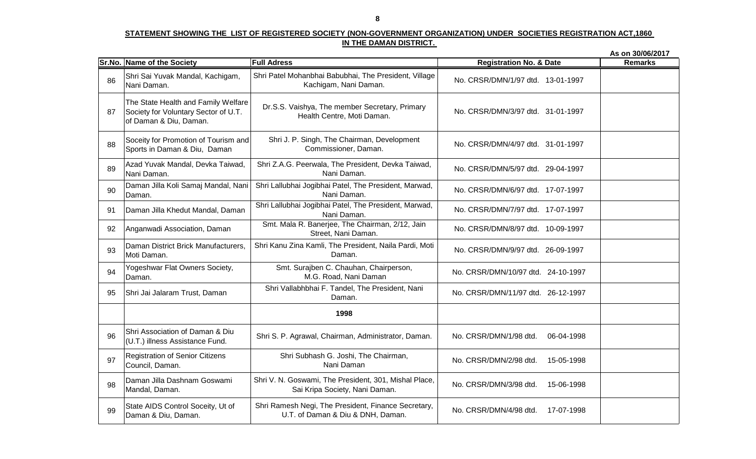**STATEMENT SHOWING THE LIST OF REGISTERED SOCIETY (NON-GOVERNMENT ORGANIZATION) UNDER SOCIETIES REGISTRATION ACT,1860 IN THE DAMAN DISTRICT.**

**As on 30/06/2017**

| Sr.No. | Name of the Society | Full Adress | Registration No. & Date | Remarks |
|---|---|---|---|---|
| 86 | Shri Sai Yuvak Mandal, Kachigam, Nani Daman. | Shri Patel Mohanbhai Babubhai, The President, Village Kachigam, Nani Daman. | No. CRSR/DMN/1/97 dtd. 13-01-1997 | |
| 87 | The State Health and Family Welfare Society for Voluntary Sector of U.T. of Daman & Diu, Daman. | Dr.S.S. Vaishya, The member Secretary, Primary Health Centre, Moti Daman. | No. CRSR/DMN/3/97 dtd. 31-01-1997 | |
| 88 | Soceity for Promotion of Tourism and Sports in Daman & Diu, Daman | Shri J. P. Singh, The Chairman, Development Commissioner, Daman. | No. CRSR/DMN/4/97 dtd. 31-01-1997 | |
| 89 | Azad Yuvak Mandal, Devka Taiwad, Nani Daman. | Shri Z.A.G. Peerwala, The President, Devka Taiwad, Nani Daman. | No. CRSR/DMN/5/97 dtd. 29-04-1997 | |
| 90 | Daman Jilla Koli Samaj Mandal, Nani Daman. | Shri Lallubhai Jogibhai Patel, The President, Marwad, Nani Daman. | No. CRSR/DMN/6/97 dtd. 17-07-1997 | |
| 91 | Daman Jilla Khedut Mandal, Daman | Shri Lallubhai Jogibhai Patel, The President, Marwad, Nani Daman. | No. CRSR/DMN/7/97 dtd. 17-07-1997 | |
| 92 | Anganwadi Association, Daman | Smt. Mala R. Banerjee, The Chairman, 2/12, Jain Street, Nani Daman. | No. CRSR/DMN/8/97 dtd. 10-09-1997 | |
| 93 | Daman District Brick Manufacturers, Moti Daman. | Shri Kanu Zina Kamli, The President, Naila Pardi, Moti Daman. | No. CRSR/DMN/9/97 dtd. 26-09-1997 | |
| 94 | Yogeshwar Flat Owners Society, Daman. | Smt. Surajben C. Chauhan, Chairperson, M.G. Road, Nani Daman | No. CRSR/DMN/10/97 dtd. 24-10-1997 | |
| 95 | Shri Jai Jalaram Trust, Daman | Shri Vallabhbhai F. Tandel, The President, Nani Daman. | No. CRSR/DMN/11/97 dtd. 26-12-1997 | |
| | | **1998** | | |
| 96 | Shri Association of Daman & Diu (U.T.) illness Assistance Fund. | Shri S. P. Agrawal, Chairman, Administrator, Daman. | No. CRSR/DMN/1/98 dtd. 06-04-1998 | |
| 97 | Registration of Senior Citizens Council, Daman. | Shri Subhash G. Joshi, The Chairman, Nani Daman | No. CRSR/DMN/2/98 dtd. 15-05-1998 | |
| 98 | Daman Jilla Dashnam Goswami Mandal, Daman. | Shri V. N. Goswami, The President, 301, Mishal Place, Sai Kripa Society, Nani Daman. | No. CRSR/DMN/3/98 dtd. 15-06-1998 | |
| 99 | State AIDS Control Soceity, Ut of Daman & Diu, Daman. | Shri Ramesh Negi, The President, Finance Secretary, U.T. of Daman & Diu & DNH, Daman. | No. CRSR/DMN/4/98 dtd. 17-07-1998 | |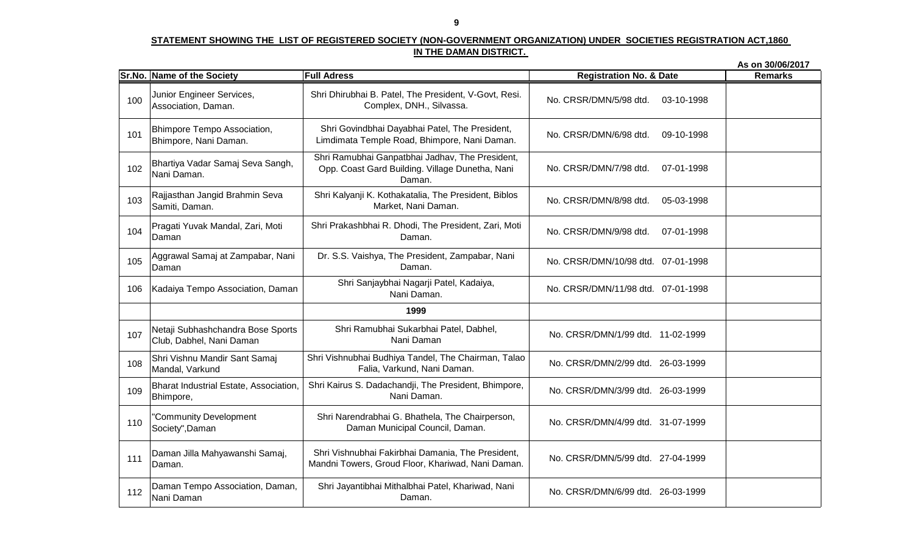**STATEMENT SHOWING THE LIST OF REGISTERED SOCIETY (NON-GOVERNMENT ORGANIZATION) UNDER SOCIETIES REGISTRATION ACT,1860 IN THE DAMAN DISTRICT.**

**As on 30/06/2017**

| Sr.No. | Name of the Society | Full Adress | Registration No. & Date | Remarks |
|---|---|---|---|---|
| 100 | Junior Engineer Services, Association, Daman. | Shri Dhirubhai B. Patel, The President, V-Govt, Resi. Complex, DNH., Silvassa. | No. CRSR/DMN/5/98 dtd. 03-10-1998 | |
| 101 | Bhimpore Tempo Association, Bhimpore, Nani Daman. | Shri Govindbhai Dayabhai Patel, The President, Limdimata Temple Road, Bhimpore, Nani Daman. | No. CRSR/DMN/6/98 dtd. 09-10-1998 | |
| 102 | Bhartiya Vadar Samaj Seva Sangh, Nani Daman. | Shri Ramubhai Ganpatbhai Jadhav, The President, Opp. Coast Gard Building. Village Dunetha, Nani Daman. | No. CRSR/DMN/7/98 dtd. 07-01-1998 | |
| 103 | Rajjasthan Jangid Brahmin Seva Samiti, Daman. | Shri Kalyanji K. Kothakatalia, The President, Biblos Market, Nani Daman. | No. CRSR/DMN/8/98 dtd. 05-03-1998 | |
| 104 | Pragati Yuvak Mandal, Zari, Moti Daman | Shri Prakashbhai R. Dhodi, The President, Zari, Moti Daman. | No. CRSR/DMN/9/98 dtd. 07-01-1998 | |
| 105 | Aggrawal Samaj at Zampabar, Nani Daman | Dr. S.S. Vaishya, The President, Zampabar, Nani Daman. | No. CRSR/DMN/10/98 dtd. 07-01-1998 | |
| 106 | Kadaiya Tempo Association, Daman | Shri Sanjaybhai Nagarji Patel, Kadaiya, Nani Daman. | No. CRSR/DMN/11/98 dtd. 07-01-1998 | |
| | | **1999** | | |
| 107 | Netaji Subhashchandra Bose Sports Club, Dabhel, Nani Daman | Shri Ramubhai Sukarbhai Patel, Dabhel, Nani Daman | No. CRSR/DMN/1/99 dtd. 11-02-1999 | |
| 108 | Shri Vishnu Mandir Sant Samaj Mandal, Varkund | Shri Vishnubhai Budhiya Tandel, The Chairman, Talao Falia, Varkund, Nani Daman. | No. CRSR/DMN/2/99 dtd. 26-03-1999 | |
| 109 | Bharat Industrial Estate, Association, Bhimpore, | Shri Kairus S. Dadachandji, The President, Bhimpore, Nani Daman. | No. CRSR/DMN/3/99 dtd. 26-03-1999 | |
| 110 | "Community Development Society",Daman | Shri Narendrabhai G. Bhathela, The Chairperson, Daman Municipal Council, Daman. | No. CRSR/DMN/4/99 dtd. 31-07-1999 | |
| 111 | Daman Jilla Mahyawanshi Samaj, Daman. | Shri Vishnubhai Fakirbhai Damania, The President, Mandni Towers, Groud Floor, Khariwad, Nani Daman. | No. CRSR/DMN/5/99 dtd. 27-04-1999 | |
| 112 | Daman Tempo Association, Daman, Nani Daman | Shri Jayantibhai Mithalbhai Patel, Khariwad, Nani Daman. | No. CRSR/DMN/6/99 dtd. 26-03-1999 | |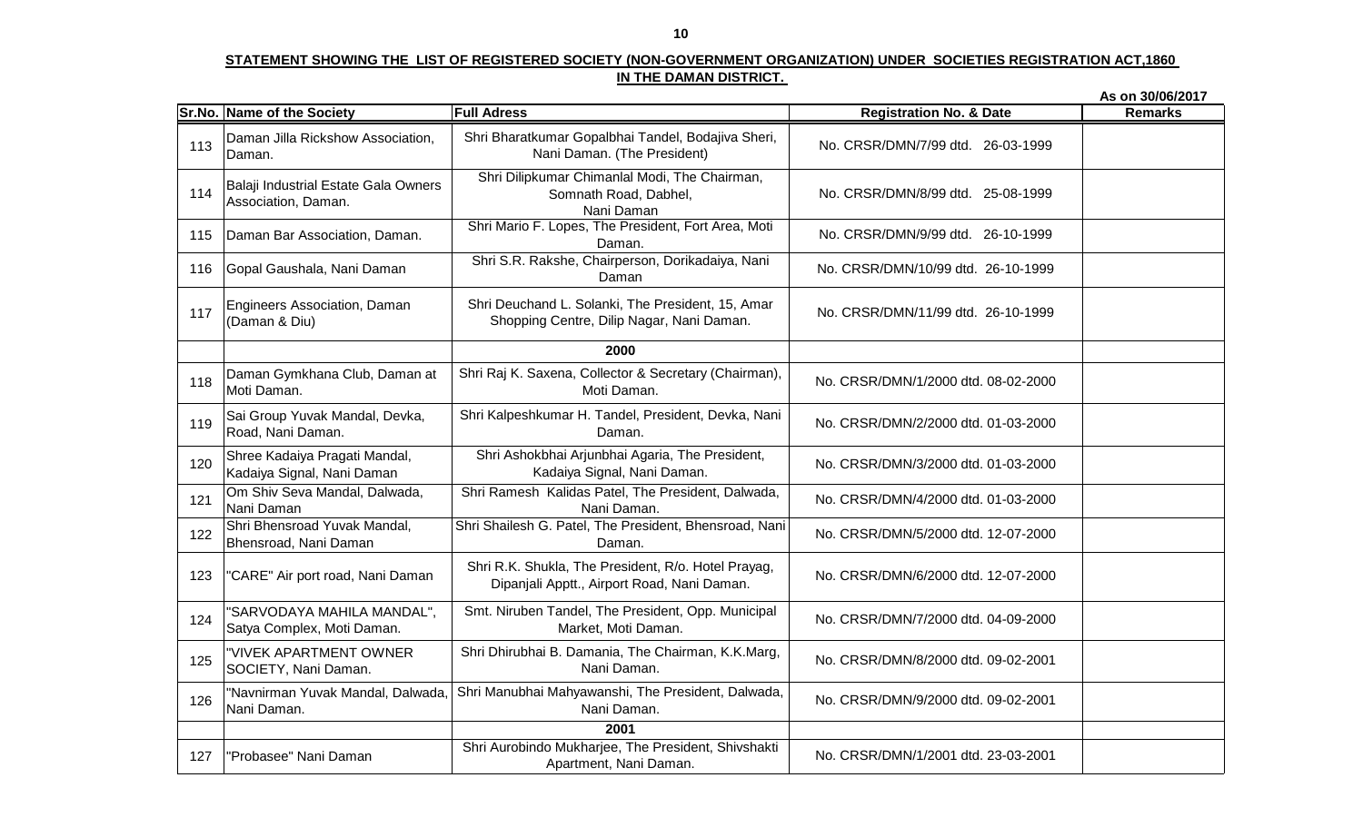**STATEMENT SHOWING THE LIST OF REGISTERED SOCIETY (NON-GOVERNMENT ORGANIZATION) UNDER SOCIETIES REGISTRATION ACT,1860 IN THE DAMAN DISTRICT.**

As on 30/06/2017

| Sr.No. | Name of the Society | Full Adress | Registration No. & Date | Remarks |
|---|---|---|---|---|
| 113 | Daman Jilla Rickshow Association, Daman. | Shri Bharatkumar Gopalbhai Tandel, Bodajiva Sheri, Nani Daman. (The President) | No. CRSR/DMN/7/99 dtd. 26-03-1999 | |
| 114 | Balaji Industrial Estate Gala Owners Association, Daman. | Shri Dilipkumar Chimanlal Modi, The Chairman, Somnath Road, Dabhel, Nani Daman | No. CRSR/DMN/8/99 dtd. 25-08-1999 | |
| 115 | Daman Bar Association, Daman. | Shri Mario F. Lopes, The President, Fort Area, Moti Daman. | No. CRSR/DMN/9/99 dtd. 26-10-1999 | |
| 116 | Gopal Gaushala, Nani Daman | Shri S.R. Rakshe, Chairperson, Dorikadaiya, Nani Daman | No. CRSR/DMN/10/99 dtd. 26-10-1999 | |
| 117 | Engineers Association, Daman (Daman & Diu) | Shri Deuchand L. Solanki, The President, 15, Amar Shopping Centre, Dilip Nagar, Nani Daman. | No. CRSR/DMN/11/99 dtd. 26-10-1999 | |
| | | **2000** | | |
| 118 | Daman Gymkhana Club, Daman at Moti Daman. | Shri Raj K. Saxena, Collector & Secretary (Chairman), Moti Daman. | No. CRSR/DMN/1/2000 dtd. 08-02-2000 | |
| 119 | Sai Group Yuvak Mandal, Devka, Road, Nani Daman. | Shri Kalpeshkumar H. Tandel, President, Devka, Nani Daman. | No. CRSR/DMN/2/2000 dtd. 01-03-2000 | |
| 120 | Shree Kadaiya Pragati Mandal, Kadaiya Signal, Nani Daman | Shri Ashokbhai Arjunbhai Agaria, The President, Kadaiya Signal, Nani Daman. | No. CRSR/DMN/3/2000 dtd. 01-03-2000 | |
| 121 | Om Shiv Seva Mandal, Dalwada, Nani Daman | Shri Ramesh Kalidas Patel, The President, Dalwada, Nani Daman. | No. CRSR/DMN/4/2000 dtd. 01-03-2000 | |
| 122 | Shri Bhensroad Yuvak Mandal, Bhensroad, Nani Daman | Shri Shailesh G. Patel, The President, Bhensroad, Nani Daman. | No. CRSR/DMN/5/2000 dtd. 12-07-2000 | |
| 123 | "CARE" Air port road, Nani Daman | Shri R.K. Shukla, The President, R/o. Hotel Prayag, Dipanjali Apptt., Airport Road, Nani Daman. | No. CRSR/DMN/6/2000 dtd. 12-07-2000 | |
| 124 | "SARVODAYA MAHILA MANDAL", Satya Complex, Moti Daman. | Smt. Niruben Tandel, The President, Opp. Municipal Market, Moti Daman. | No. CRSR/DMN/7/2000 dtd. 04-09-2000 | |
| 125 | "VIVEK APARTMENT OWNER SOCIETY, Nani Daman. | Shri Dhirubhai B. Damania, The Chairman, K.K.Marg, Nani Daman. | No. CRSR/DMN/8/2000 dtd. 09-02-2001 | |
| 126 | "Navnirman Yuvak Mandal, Dalwada, Nani Daman. | Shri Manubhai Mahyawanshi, The President, Dalwada, Nani Daman. | No. CRSR/DMN/9/2000 dtd. 09-02-2001 | |
| | | **2001** | | |
| 127 | "Probasee" Nani Daman | Shri Aurobindo Mukharjee, The President, Shivshakti Apartment, Nani Daman. | No. CRSR/DMN/1/2001 dtd. 23-03-2001 | |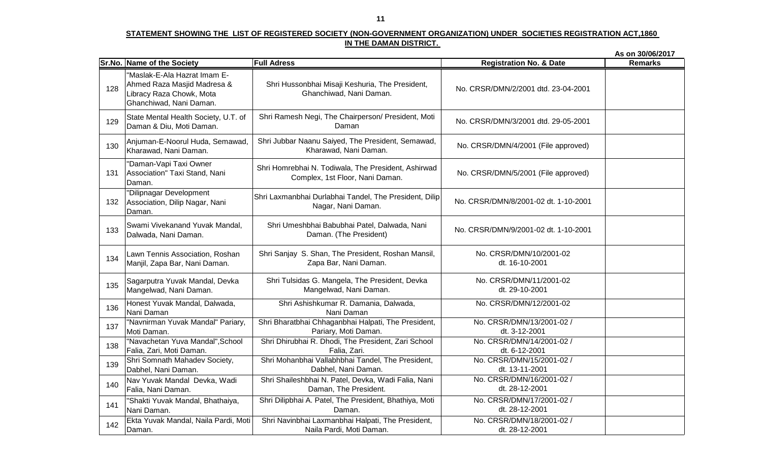**STATEMENT SHOWING THE LIST OF REGISTERED SOCIETY (NON-GOVERNMENT ORGANIZATION) UNDER SOCIETIES REGISTRATION ACT,1860 IN THE DAMAN DISTRICT.**

As on 30/06/2017

| Sr.No. | Name of the Society | Full Adress | Registration No. & Date | Remarks |
|---|---|---|---|---|
| 128 | "Maslak-E-Ala Hazrat Imam E-Ahmed Raza Masjid Madresa & Libracy Raza Chowk, Mota Ghanchiwad, Nani Daman. | Shri Hussonbhai Misaji Keshuria, The President, Ghanchiwad, Nani Daman. | No. CRSR/DMN/2/2001 dtd. 23-04-2001 | |
| 129 | State Mental Health Society, U.T. of Daman & Diu, Moti Daman. | Shri Ramesh Negi, The Chairperson/ President, Moti Daman | No. CRSR/DMN/3/2001 dtd. 29-05-2001 | |
| 130 | Anjuman-E-Noorul Huda, Semawad, Kharawad, Nani Daman. | Shri Jubbar Naanu Saiyed, The President, Semawad, Kharawad, Nani Daman. | No. CRSR/DMN/4/2001 (File approved) | |
| 131 | "Daman-Vapi Taxi Owner Association" Taxi Stand, Nani Daman. | Shri Homrebhai N. Todiwala, The President, Ashirwad Complex, 1st Floor, Nani Daman. | No. CRSR/DMN/5/2001 (File approved) | |
| 132 | "Dilipnagar Development Association, Dilip Nagar, Nani Daman. | Shri Laxmanbhai Durlabhai Tandel, The President, Dilip Nagar, Nani Daman. | No. CRSR/DMN/8/2001-02 dt. 1-10-2001 | |
| 133 | Swami Vivekanand Yuvak Mandal, Dalwada, Nani Daman. | Shri Umeshbhai Babubhai Patel, Dalwada, Nani Daman. (The President) | No. CRSR/DMN/9/2001-02 dt. 1-10-2001 | |
| 134 | Lawn Tennis Association, Roshan Manjil, Zapa Bar, Nani Daman. | Shri Sanjay S. Shan, The President, Roshan Mansil, Zapa Bar, Nani Daman. | No. CRSR/DMN/10/2001-02 dt. 16-10-2001 | |
| 135 | Sagarputra Yuvak Mandal, Devka Mangelwad, Nani Daman. | Shri Tulsidas G. Mangela, The President, Devka Mangelwad, Nani Daman. | No. CRSR/DMN/11/2001-02 dt. 29-10-2001 | |
| 136 | Honest Yuvak Mandal, Dalwada, Nani Daman | Shri Ashishkumar R. Damania, Dalwada, Nani Daman | No. CRSR/DMN/12/2001-02 | |
| 137 | "Navnirman Yuvak Mandal" Pariary, Moti Daman. | Shri Bharatbhai Chhaganbhai Halpati, The President, Pariary, Moti Daman. | No. CRSR/DMN/13/2001-02 / dt. 3-12-2001 | |
| 138 | "Navachetan Yuva Mandal",School Falia, Zari, Moti Daman. | Shri Dhirubhai R. Dhodi, The President, Zari School Falia, Zari. | No. CRSR/DMN/14/2001-02 / dt. 6-12-2001 | |
| 139 | Shri Somnath Mahadev Society, Dabhel, Nani Daman. | Shri Mohanbhai Vallabhbhai Tandel, The President, Dabhel, Nani Daman. | No. CRSR/DMN/15/2001-02 / dt. 13-11-2001 | |
| 140 | Nav Yuvak Mandal Devka, Wadi Falia, Nani Daman. | Shri Shaileshbhai N. Patel, Devka, Wadi Falia, Nani Daman, The President. | No. CRSR/DMN/16/2001-02 / dt. 28-12-2001 | |
| 141 | "Shakti Yuvak Mandal, Bhathaiya, Nani Daman. | Shri Dilipbhai A. Patel, The President, Bhathiya, Moti Daman. | No. CRSR/DMN/17/2001-02 / dt. 28-12-2001 | |
| 142 | Ekta Yuvak Mandal, Naila Pardi, Moti Daman. | Shri Navinbhai Laxmanbhai Halpati, The President, Naila Pardi, Moti Daman. | No. CRSR/DMN/18/2001-02 / dt. 28-12-2001 | |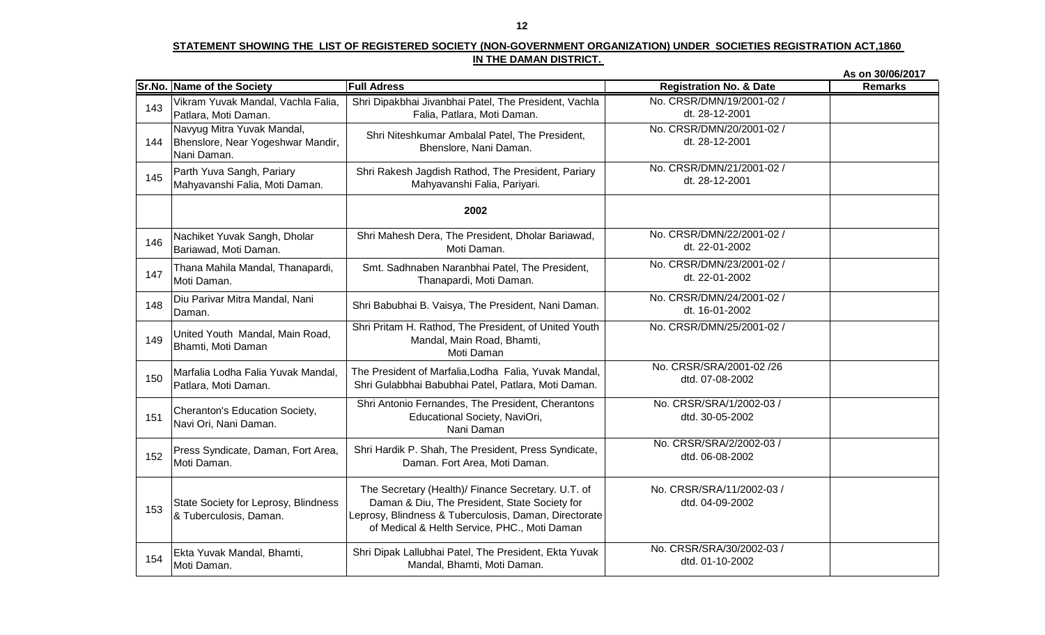**STATEMENT SHOWING THE LIST OF REGISTERED SOCIETY (NON-GOVERNMENT ORGANIZATION) UNDER SOCIETIES REGISTRATION ACT,1860 IN THE DAMAN DISTRICT.**

As on 30/06/2017

| Sr.No. | Name of the Society | Full Adress | Registration No. & Date | Remarks |
|---|---|---|---|---|
| 143 | Vikram Yuvak Mandal, Vachla Falia, Patlara, Moti Daman. | Shri Dipakbhai Jivanbhai Patel, The President, Vachla Falia, Patlara, Moti Daman. | No. CRSR/DMN/19/2001-02 / dt. 28-12-2001 | |
| 144 | Navyug Mitra Yuvak Mandal, Bhenslore, Near Yogeshwar Mandir, Nani Daman. | Shri Niteshkumar Ambalal Patel, The President, Bhenslore, Nani Daman. | No. CRSR/DMN/20/2001-02 / dt. 28-12-2001 | |
| 145 | Parth Yuva Sangh, Pariary Mahyavanshi Falia, Moti Daman. | Shri Rakesh Jagdish Rathod, The President, Pariary Mahyavanshi Falia, Pariyari. | No. CRSR/DMN/21/2001-02 / dt. 28-12-2001 | |
| | | **2002** | | |
| 146 | Nachiket Yuvak Sangh, Dholar Bariawad, Moti Daman. | Shri Mahesh Dera, The President, Dholar Bariawad, Moti Daman. | No. CRSR/DMN/22/2001-02 / dt. 22-01-2002 | |
| 147 | Thana Mahila Mandal, Thanapardi, Moti Daman. | Smt. Sadhnaben Naranbhai Patel, The President, Thanapardi, Moti Daman. | No. CRSR/DMN/23/2001-02 / dt. 22-01-2002 | |
| 148 | Diu Parivar Mitra Mandal, Nani Daman. | Shri Babubhai B. Vaisya, The President, Nani Daman. | No. CRSR/DMN/24/2001-02 / dt. 16-01-2002 | |
| 149 | United Youth Mandal, Main Road, Bhamti, Moti Daman | Shri Pritam H. Rathod, The President, of United Youth Mandal, Main Road, Bhamti, Moti Daman | No. CRSR/DMN/25/2001-02 / | |
| 150 | Marfalia Lodha Falia Yuvak Mandal, Patlara, Moti Daman. | The President of Marfalia,Lodha Falia, Yuvak Mandal, Shri Gulabbhai Babubhai Patel, Patlara, Moti Daman. | No. CRSR/SRA/2001-02 /26 dtd. 07-08-2002 | |
| 151 | Cheranton's Education Society, Navi Ori, Nani Daman. | Shri Antonio Fernandes, The President, Cherantons Educational Society, NaviOri, Nani Daman | No. CRSR/SRA/1/2002-03 / dtd. 30-05-2002 | |
| 152 | Press Syndicate, Daman, Fort Area, Moti Daman. | Shri Hardik P. Shah, The President, Press Syndicate, Daman. Fort Area, Moti Daman. | No. CRSR/SRA/2/2002-03 / dtd. 06-08-2002 | |
| 153 | State Society for Leprosy, Blindness & Tuberculosis, Daman. | The Secretary (Health)/ Finance Secretary. U.T. of Daman & Diu, The President, State Society for Leprosy, Blindness & Tuberculosis, Daman, Directorate of Medical & Helth Service, PHC., Moti Daman | No. CRSR/SRA/11/2002-03 / dtd. 04-09-2002 | |
| 154 | Ekta Yuvak Mandal, Bhamti, Moti Daman. | Shri Dipak Lallubhai Patel, The President, Ekta Yuvak Mandal, Bhamti, Moti Daman. | No. CRSR/SRA/30/2002-03 / dtd. 01-10-2002 | |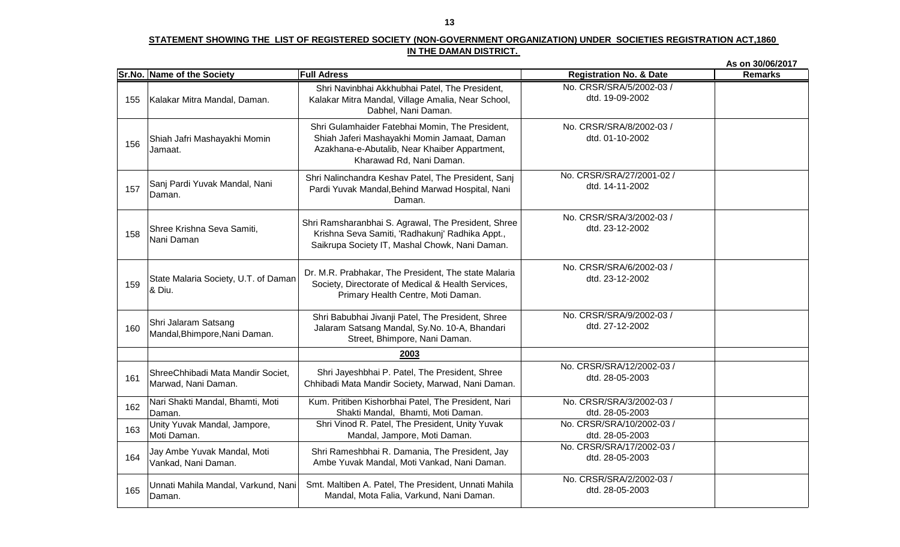**STATEMENT SHOWING THE LIST OF REGISTERED SOCIETY (NON-GOVERNMENT ORGANIZATION) UNDER SOCIETIES REGISTRATION ACT,1860 IN THE DAMAN DISTRICT.**

**As on 30/06/2017**

| Sr.No. | Name of the Society | Full Adress | Registration No. & Date | Remarks |
|---|---|---|---|---|
| 155 | Kalakar Mitra Mandal, Daman. | Shri Navinbhai Akkhubhai Patel, The President, Kalakar Mitra Mandal, Village Amalia, Near School, Dabhel, Nani Daman. | No. CRSR/SRA/5/2002-03 / dtd. 19-09-2002 | |
| 156 | Shiah Jafri Mashayakhi Momin Jamaat. | Shri Gulamhaider Fatebhai Momin, The President, Shiah Jaferi Mashayakhi Momin Jamaat, Daman Azakhana-e-Abutalib, Near Khaiber Appartment, Kharawad Rd, Nani Daman. | No. CRSR/SRA/8/2002-03 / dtd. 01-10-2002 | |
| 157 | Sanj Pardi Yuvak Mandal, Nani Daman. | Shri Nalinchandra Keshav Patel, The President, Sanj Pardi Yuvak Mandal,Behind Marwad Hospital, Nani Daman. | No. CRSR/SRA/27/2001-02 / dtd. 14-11-2002 | |
| 158 | Shree Krishna Seva Samiti, Nani Daman | Shri Ramsharanbhai S. Agrawal, The President, Shree Krishna Seva Samiti, 'Radhakunj' Radhika Appt., Saikrupa Society IT, Mashal Chowk, Nani Daman. | No. CRSR/SRA/3/2002-03 / dtd. 23-12-2002 | |
| 159 | State Malaria Society, U.T. of Daman & Diu. | Dr. M.R. Prabhakar, The President, The state Malaria Society, Directorate of Medical & Health Services, Primary Health Centre, Moti Daman. | No. CRSR/SRA/6/2002-03 / dtd. 23-12-2002 | |
| 160 | Shri Jalaram Satsang Mandal,Bhimpore,Nani Daman. | Shri Babubhai Jivanji Patel, The President, Shree Jalaram Satsang Mandal, Sy.No. 10-A, Bhandari Street, Bhimpore, Nani Daman. | No. CRSR/SRA/9/2002-03 / dtd. 27-12-2002 | |
| | | **2003** | | |
| 161 | ShreeChhibadi Mata Mandir Societ, Marwad, Nani Daman. | Shri Jayeshbhai P. Patel, The President, Shree Chhibadi Mata Mandir Society, Marwad, Nani Daman. | No. CRSR/SRA/12/2002-03 / dtd. 28-05-2003 | |
| 162 | Nari Shakti Mandal, Bhamti, Moti Daman. | Kum. Pritiben Kishorbhai Patel, The President, Nari Shakti Mandal, Bhamti, Moti Daman. | No. CRSR/SRA/3/2002-03 / dtd. 28-05-2003 | |
| 163 | Unity Yuvak Mandal, Jampore, Moti Daman. | Shri Vinod R. Patel, The President, Unity Yuvak Mandal, Jampore, Moti Daman. | No. CRSR/SRA/10/2002-03 / dtd. 28-05-2003 | |
| 164 | Jay Ambe Yuvak Mandal, Moti Vankad, Nani Daman. | Shri Rameshbhai R. Damania, The President, Jay Ambe Yuvak Mandal, Moti Vankad, Nani Daman. | No. CRSR/SRA/17/2002-03 / dtd. 28-05-2003 | |
| 165 | Unnati Mahila Mandal, Varkund, Nani Daman. | Smt. Maltiben A. Patel, The President, Unnati Mahila Mandal, Mota Falia, Varkund, Nani Daman. | No. CRSR/SRA/2/2002-03 / dtd. 28-05-2003 | |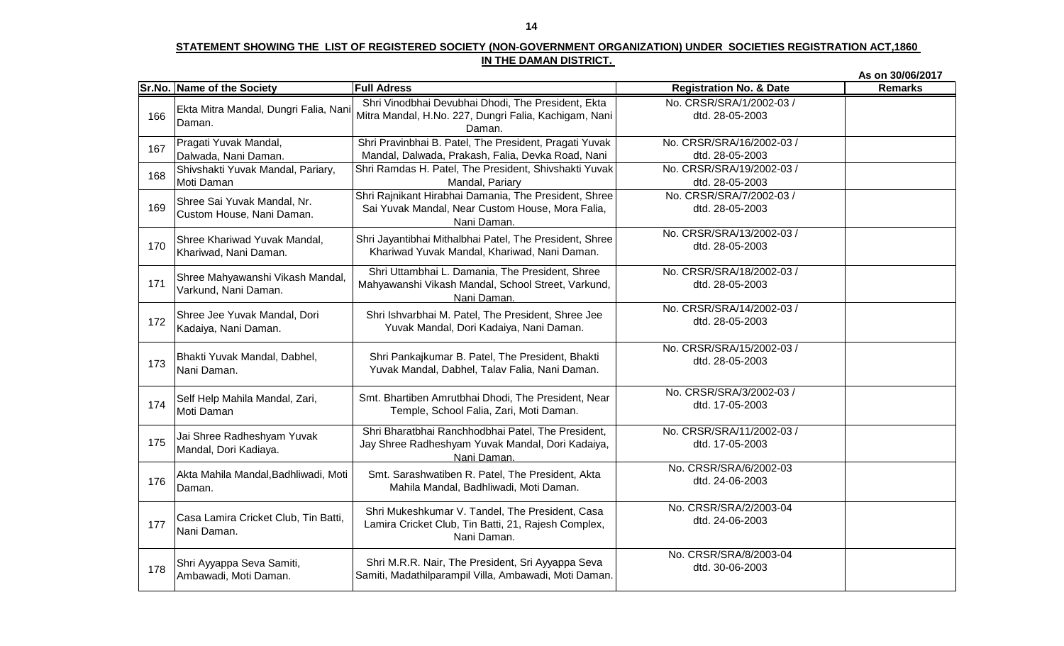**STATEMENT SHOWING THE LIST OF REGISTERED SOCIETY (NON-GOVERNMENT ORGANIZATION) UNDER SOCIETIES REGISTRATION ACT,1860 IN THE DAMAN DISTRICT.**

As on 30/06/2017

| Sr.No. | Name of the Society | Full Adress | Registration No. & Date | Remarks |
|---|---|---|---|---|
| 166 | Ekta Mitra Mandal, Dungri Falia, Nani Daman. | Shri Vinodbhai Devubhai Dhodi, The President, Ekta Mitra Mandal, H.No. 227, Dungri Falia, Kachigam, Nani Daman. | No. CRSR/SRA/1/2002-03 / dtd. 28-05-2003 | |
| 167 | Pragati Yuvak Mandal, Dalwada, Nani Daman. | Shri Pravinbhai B. Patel, The President, Pragati Yuvak Mandal, Dalwada, Prakash, Falia, Devka Road, Nani | No. CRSR/SRA/16/2002-03 / dtd. 28-05-2003 | |
| 168 | Shivshakti Yuvak Mandal, Pariary, Moti Daman | Shri Ramdas H. Patel, The President, Shivshakti Yuvak Mandal, Pariary | No. CRSR/SRA/19/2002-03 / dtd. 28-05-2003 | |
| 169 | Shree Sai Yuvak Mandal, Nr. Custom House, Nani Daman. | Shri Rajnikant Hirabhai Damania, The President, Shree Sai Yuvak Mandal, Near Custom House, Mora Falia, Nani Daman. | No. CRSR/SRA/7/2002-03 / dtd. 28-05-2003 | |
| 170 | Shree Khariwad Yuvak Mandal, Khariwad, Nani Daman. | Shri Jayantibhai Mithalbhai Patel, The President, Shree Khariwad Yuvak Mandal, Khariwad, Nani Daman. | No. CRSR/SRA/13/2002-03 / dtd. 28-05-2003 | |
| 171 | Shree Mahyawanshi Vikash Mandal, Varkund, Nani Daman. | Shri Uttambhai L. Damania, The President, Shree Mahyawanshi Vikash Mandal, School Street, Varkund, Nani Daman. | No. CRSR/SRA/18/2002-03 / dtd. 28-05-2003 | |
| 172 | Shree Jee Yuvak Mandal, Dori Kadaiya, Nani Daman. | Shri Ishvarbhai M. Patel, The President, Shree Jee Yuvak Mandal, Dori Kadaiya, Nani Daman. | No. CRSR/SRA/14/2002-03 / dtd. 28-05-2003 | |
| 173 | Bhakti Yuvak Mandal, Dabhel, Nani Daman. | Shri Pankajkumar B. Patel, The President, Bhakti Yuvak Mandal, Dabhel, Talav Falia, Nani Daman. | No. CRSR/SRA/15/2002-03 / dtd. 28-05-2003 | |
| 174 | Self Help Mahila Mandal, Zari, Moti Daman | Smt. Bhartiben Amrutbhai Dhodi, The President, Near Temple, School Falia, Zari, Moti Daman. | No. CRSR/SRA/3/2002-03 / dtd. 17-05-2003 | |
| 175 | Jai Shree Radheshyam Yuvak Mandal, Dori Kadiaya. | Shri Bharatbhai Ranchhodbhai Patel, The President, Jay Shree Radheshyam Yuvak Mandal, Dori Kadaiya, Nani Daman. | No. CRSR/SRA/11/2002-03 / dtd. 17-05-2003 | |
| 176 | Akta Mahila Mandal,Badhliwadi, Moti Daman. | Smt. Sarashwatiben R. Patel, The President, Akta Mahila Mandal, Badhliwadi, Moti Daman. | No. CRSR/SRA/6/2002-03 dtd. 24-06-2003 | |
| 177 | Casa Lamira Cricket Club, Tin Batti, Nani Daman. | Shri Mukeshkumar V. Tandel, The President, Casa Lamira Cricket Club, Tin Batti, 21, Rajesh Complex, Nani Daman. | No. CRSR/SRA/2/2003-04 dtd. 24-06-2003 | |
| 178 | Shri Ayyappa Seva Samiti, Ambawadi, Moti Daman. | Shri M.R.R. Nair, The President, Sri Ayyappa Seva Samiti, Madathilparampil Villa, Ambawadi, Moti Daman. | No. CRSR/SRA/8/2003-04 dtd. 30-06-2003 | |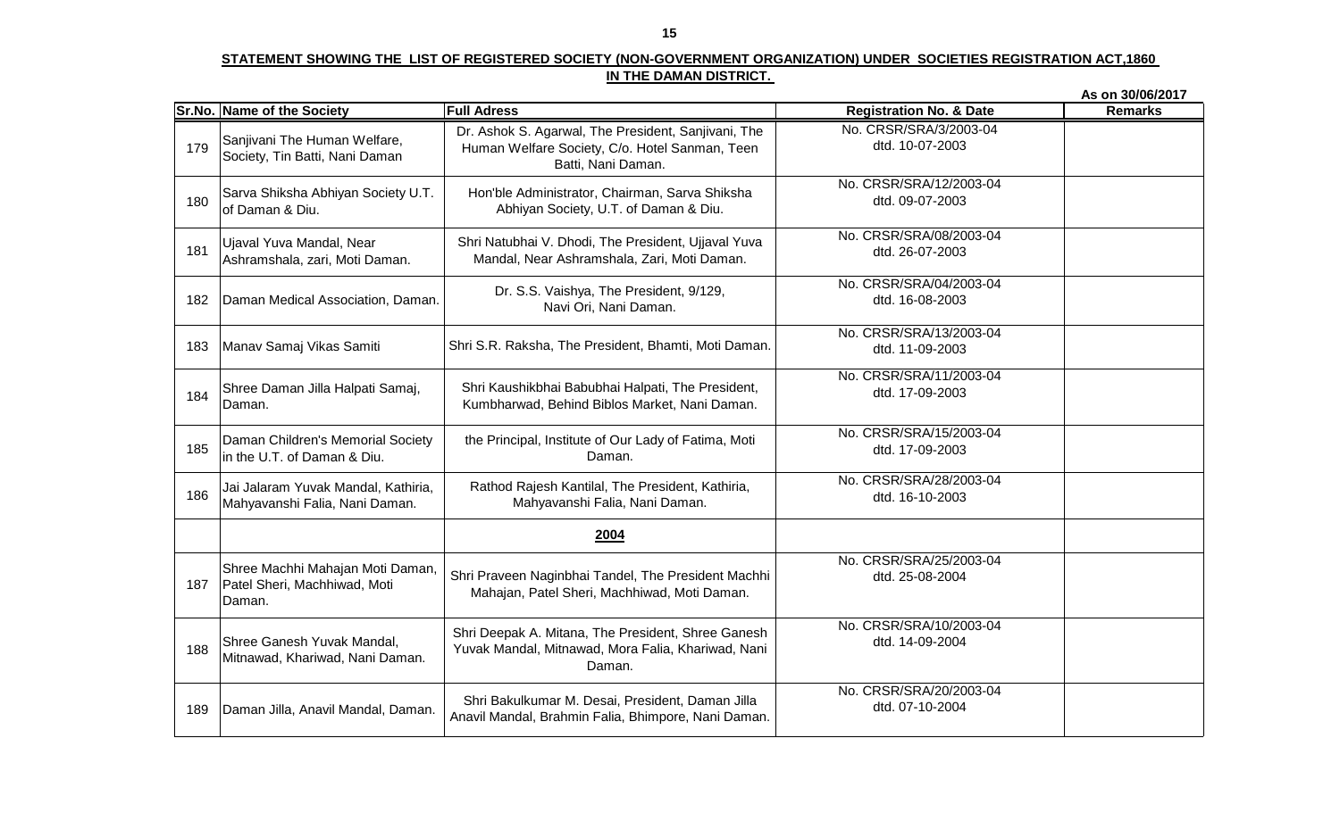**STATEMENT SHOWING THE LIST OF REGISTERED SOCIETY (NON-GOVERNMENT ORGANIZATION) UNDER SOCIETIES REGISTRATION ACT,1860 IN THE DAMAN DISTRICT.**

**As on 30/06/2017**

| Sr.No. | Name of the Society | Full Adress | Registration No. & Date | Remarks |
|---|---|---|---|---|
| 179 | Sanjivani The Human Welfare, Society, Tin Batti, Nani Daman | Dr. Ashok S. Agarwal, The President, Sanjivani, The Human Welfare Society, C/o. Hotel Sanman, Teen Batti, Nani Daman. | No. CRSR/SRA/3/2003-04 dtd. 10-07-2003 | |
| 180 | Sarva Shiksha Abhiyan Society U.T. of Daman & Diu. | Hon'ble Administrator, Chairman, Sarva Shiksha Abhiyan Society, U.T. of Daman & Diu. | No. CRSR/SRA/12/2003-04 dtd. 09-07-2003 | |
| 181 | Ujaval Yuva Mandal, Near Ashramshala, zari, Moti Daman. | Shri Natubhai V. Dhodi, The President, Ujjaval Yuva Mandal, Near Ashramshala, Zari, Moti Daman. | No. CRSR/SRA/08/2003-04 dtd. 26-07-2003 | |
| 182 | Daman Medical Association, Daman. | Dr. S.S. Vaishya, The President, 9/129, Navi Ori, Nani Daman. | No. CRSR/SRA/04/2003-04 dtd. 16-08-2003 | |
| 183 | Manav Samaj Vikas Samiti | Shri S.R. Raksha, The President, Bhamti, Moti Daman. | No. CRSR/SRA/13/2003-04 dtd. 11-09-2003 | |
| 184 | Shree Daman Jilla Halpati Samaj, Daman. | Shri Kaushikbhai Babubhai Halpati, The President, Kumbharwad, Behind Biblos Market, Nani Daman. | No. CRSR/SRA/11/2003-04 dtd. 17-09-2003 | |
| 185 | Daman Children's Memorial Society in the U.T. of Daman & Diu. | the Principal, Institute of Our Lady of Fatima, Moti Daman. | No. CRSR/SRA/15/2003-04 dtd. 17-09-2003 | |
| 186 | Jai Jalaram Yuvak Mandal, Kathiria, Mahyavanshi Falia, Nani Daman. | Rathod Rajesh Kantilal, The President, Kathiria, Mahyavanshi Falia, Nani Daman. | No. CRSR/SRA/28/2003-04 dtd. 16-10-2003 | |
| | | **2004** | | |
| 187 | Shree Machhi Mahajan Moti Daman, Patel Sheri, Machhiwad, Moti Daman. | Shri Praveen Naginbhai Tandel, The President Machhi Mahajan, Patel Sheri, Machhiwad, Moti Daman. | No. CRSR/SRA/25/2003-04 dtd. 25-08-2004 | |
| 188 | Shree Ganesh Yuvak Mandal, Mitnawad, Khariwad, Nani Daman. | Shri Deepak A. Mitana, The President, Shree Ganesh Yuvak Mandal, Mitnawad, Mora Falia, Khariwad, Nani Daman. | No. CRSR/SRA/10/2003-04 dtd. 14-09-2004 | |
| 189 | Daman Jilla, Anavil Mandal, Daman. | Shri Bakulkumar M. Desai, President, Daman Jilla Anavil Mandal, Brahmin Falia, Bhimpore, Nani Daman. | No. CRSR/SRA/20/2003-04 dtd. 07-10-2004 | |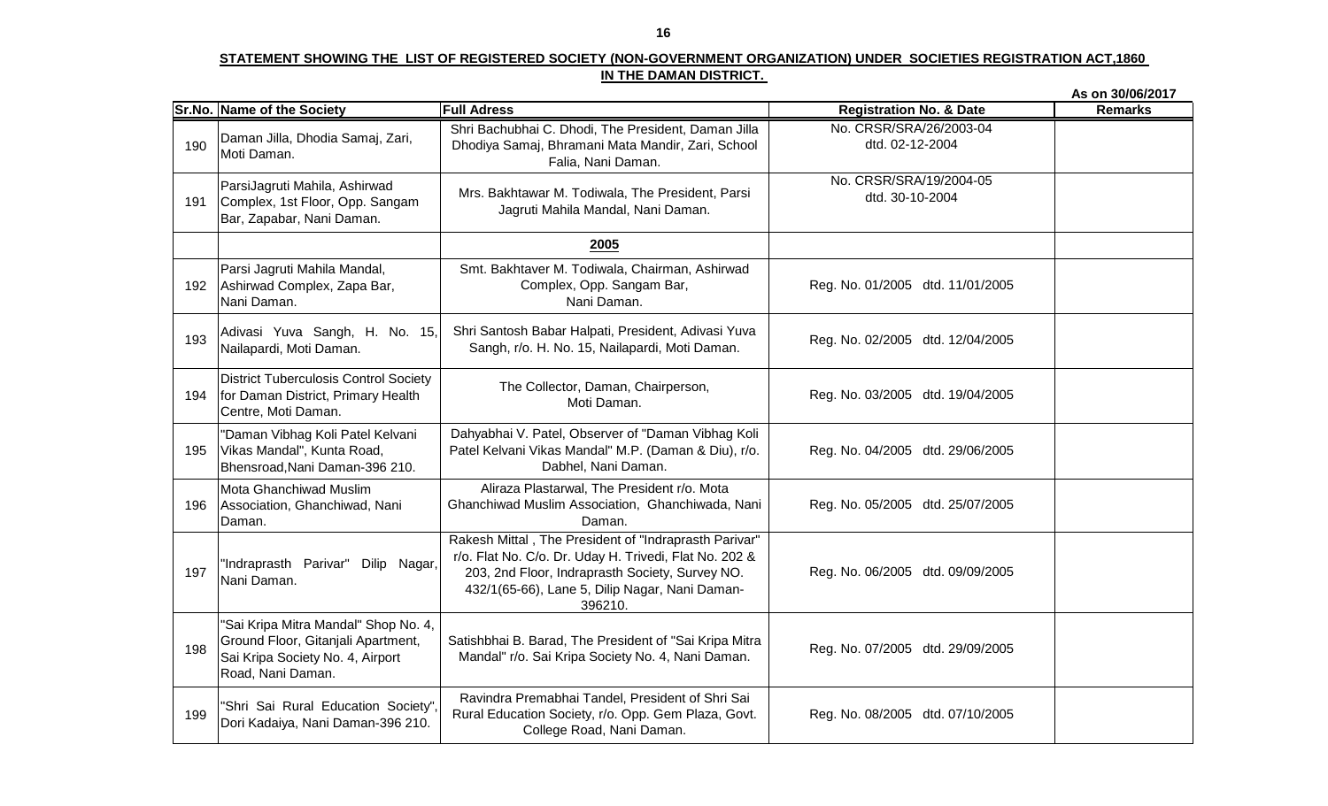**STATEMENT SHOWING THE LIST OF REGISTERED SOCIETY (NON-GOVERNMENT ORGANIZATION) UNDER SOCIETIES REGISTRATION ACT,1860 IN THE DAMAN DISTRICT.**

As on 30/06/2017

| Sr.No. | Name of the Society | Full Adress | Registration No. & Date | Remarks |
|---|---|---|---|---|
| 190 | Daman Jilla, Dhodia Samaj, Zari, Moti Daman. | Shri Bachubhai C. Dhodi, The President, Daman Jilla Dhodiya Samaj, Bhramani Mata Mandir, Zari, School Falia, Nani Daman. | No. CRSR/SRA/26/2003-04 dtd. 02-12-2004 | |
| 191 | ParsiJagruti Mahila, Ashirwad Complex, 1st Floor, Opp. Sangam Bar, Zapabar, Nani Daman. | Mrs. Bakhtawar M. Todiwala, The President, Parsi Jagruti Mahila Mandal, Nani Daman. | No. CRSR/SRA/19/2004-05 dtd. 30-10-2004 | |
| | | **2005** | | |
| 192 | Parsi Jagruti Mahila Mandal, Ashirwad Complex, Zapa Bar, Nani Daman. | Smt. Bakhtaver M. Todiwala, Chairman, Ashirwad Complex, Opp. Sangam Bar, Nani Daman. | Reg. No. 01/2005 dtd. 11/01/2005 | |
| 193 | Adivasi Yuva Sangh, H. No. 15, Nailapardi, Moti Daman. | Shri Santosh Babar Halpati, President, Adivasi Yuva Sangh, r/o. H. No. 15, Nailapardi, Moti Daman. | Reg. No. 02/2005 dtd. 12/04/2005 | |
| 194 | District Tuberculosis Control Society for Daman District, Primary Health Centre, Moti Daman. | The Collector, Daman, Chairperson, Moti Daman. | Reg. No. 03/2005 dtd. 19/04/2005 | |
| 195 | "Daman Vibhag Koli Patel Kelvani Vikas Mandal", Kunta Road, Bhensroad,Nani Daman-396 210. | Dahyabhai V. Patel, Observer of "Daman Vibhag Koli Patel Kelvani Vikas Mandal" M.P. (Daman & Diu), r/o. Dabhel, Nani Daman. | Reg. No. 04/2005 dtd. 29/06/2005 | |
| 196 | Mota Ghanchiwad Muslim Association, Ghanchiwad, Nani Daman. | Aliraza Plastarwal, The President r/o. Mota Ghanchiwad Muslim Association, Ghanchiwada, Nani Daman. | Reg. No. 05/2005 dtd. 25/07/2005 | |
| 197 | "Indraprasth Parivar" Dilip Nagar, Nani Daman. | Rakesh Mittal , The President of "Indraprasth Parivar" r/o. Flat No. C/o. Dr. Uday H. Trivedi, Flat No. 202 & 203, 2nd Floor, Indraprasth Society, Survey NO. 432/1(65-66), Lane 5, Dilip Nagar, Nani Daman-396210. | Reg. No. 06/2005 dtd. 09/09/2005 | |
| 198 | "Sai Kripa Mitra Mandal" Shop No. 4, Ground Floor, Gitanjali Apartment, Sai Kripa Society No. 4, Airport Road, Nani Daman. | Satishbhai B. Barad, The President of "Sai Kripa Mitra Mandal" r/o. Sai Kripa Society No. 4, Nani Daman. | Reg. No. 07/2005 dtd. 29/09/2005 | |
| 199 | "Shri Sai Rural Education Society", Dori Kadaiya, Nani Daman-396 210. | Ravindra Premabhai Tandel, President of Shri Sai Rural Education Society, r/o. Opp. Gem Plaza, Govt. College Road, Nani Daman. | Reg. No. 08/2005 dtd. 07/10/2005 | |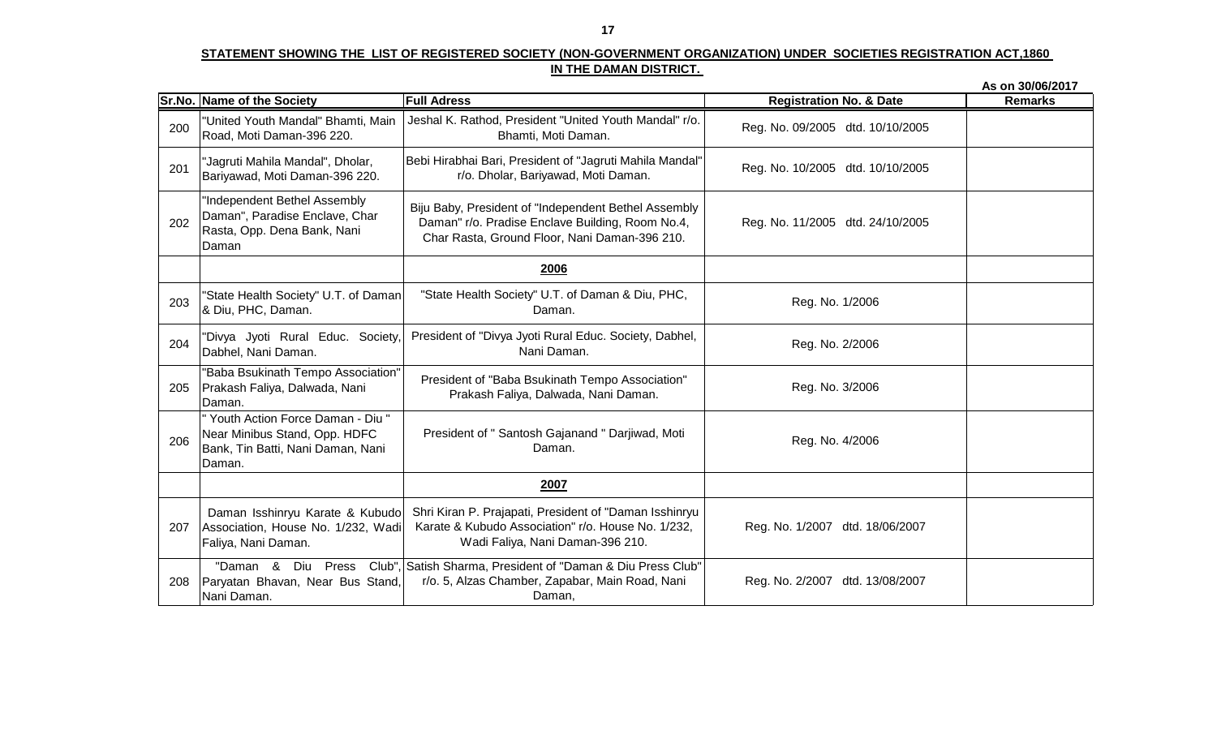**STATEMENT SHOWING THE LIST OF REGISTERED SOCIETY (NON-GOVERNMENT ORGANIZATION) UNDER SOCIETIES REGISTRATION ACT,1860 IN THE DAMAN DISTRICT.**

**As on 30/06/2017**

| Sr.No. | Name of the Society | Full Adress | Registration No. & Date | Remarks |
|---|---|---|---|---|
| 200 | "United Youth Mandal" Bhamti, Main Road, Moti Daman-396 220. | Jeshal K. Rathod, President "United Youth Mandal" r/o. Bhamti, Moti Daman. | Reg. No. 09/2005 dtd. 10/10/2005 | |
| 201 | "Jagruti Mahila Mandal", Dholar, Bariyawad, Moti Daman-396 220. | Bebi Hirabhai Bari, President of "Jagruti Mahila Mandal" r/o. Dholar, Bariyawad, Moti Daman. | Reg. No. 10/2005 dtd. 10/10/2005 | |
| 202 | "Independent Bethel Assembly Daman", Paradise Enclave, Char Rasta, Opp. Dena Bank, Nani Daman | Biju Baby, President of "Independent Bethel Assembly Daman" r/o. Pradise Enclave Building, Room No.4, Char Rasta, Ground Floor, Nani Daman-396 210. | Reg. No. 11/2005 dtd. 24/10/2005 | |
| | | **2006** | | |
| 203 | "State Health Society" U.T. of Daman & Diu, PHC, Daman. | "State Health Society" U.T. of Daman & Diu, PHC, Daman. | Reg. No. 1/2006 | |
| 204 | "Divya Jyoti Rural Educ. Society, Dabhel, Nani Daman. | President of "Divya Jyoti Rural Educ. Society, Dabhel, Nani Daman. | Reg. No. 2/2006 | |
| 205 | "Baba Bsukinath Tempo Association" Prakash Faliya, Dalwada, Nani Daman. | President of "Baba Bsukinath Tempo Association" Prakash Faliya, Dalwada, Nani Daman. | Reg. No. 3/2006 | |
| 206 | " Youth Action Force Daman - Diu " Near Minibus Stand, Opp. HDFC Bank, Tin Batti, Nani Daman, Nani Daman. | President of " Santosh Gajanand " Darjiwad, Moti Daman. | Reg. No. 4/2006 | |
| | | **2007** | | |
| 207 | Daman Isshinryu Karate & Kubudo Association, House No. 1/232, Wadi Faliya, Nani Daman. | Shri Kiran P. Prajapati, President of "Daman Isshinryu Karate & Kubudo Association" r/o. House No. 1/232, Wadi Faliya, Nani Daman-396 210. | Reg. No. 1/2007 dtd. 18/06/2007 | |
| 208 | "Daman & Diu Press Club", Paryatan Bhavan, Near Bus Stand, Nani Daman. | Satish Sharma, President of "Daman & Diu Press Club" r/o. 5, Alzas Chamber, Zapabar, Main Road, Nani Daman, | Reg. No. 2/2007 dtd. 13/08/2007 | |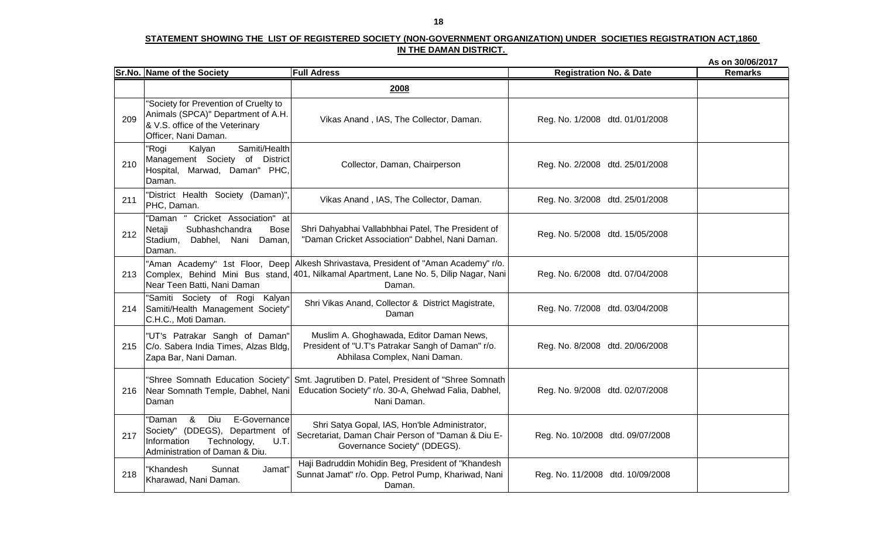**STATEMENT SHOWING THE LIST OF REGISTERED SOCIETY (NON-GOVERNMENT ORGANIZATION) UNDER SOCIETIES REGISTRATION ACT,1860 IN THE DAMAN DISTRICT.**

As on 30/06/2017

| Sr.No. | Name of the Society | Full Adress | Registration No. & Date | Remarks |
|---|---|---|---|---|
| | | **2008** | | |
| 209 | "Society for Prevention of Cruelty to Animals (SPCA)" Department of A.H. & V.S. office of the Veterinary Officer, Nani Daman. | Vikas Anand , IAS, The Collector, Daman. | Reg. No. 1/2008 dtd. 01/01/2008 | |
| 210 | "Rogi Kalyan Samiti/Health Management Society of District Hospital, Marwad, Daman" PHC, Daman. | Collector, Daman, Chairperson | Reg. No. 2/2008 dtd. 25/01/2008 | |
| 211 | "District Health Society (Daman)", PHC, Daman. | Vikas Anand , IAS, The Collector, Daman. | Reg. No. 3/2008 dtd. 25/01/2008 | |
| 212 | "Daman " Cricket Association" at Netaji Subhashchandra Bose Stadium, Dabhel, Nani Daman, Daman. | Shri Dahyabhai Vallabhbhai Patel, The President of "Daman Cricket Association" Dabhel, Nani Daman. | Reg. No. 5/2008 dtd. 15/05/2008 | |
| 213 | "Aman Academy" 1st Floor, Deep Complex, Behind Mini Bus stand, Near Teen Batti, Nani Daman | Alkesh Shrivastava, President of "Aman Academy" r/o. 401, Nilkamal Apartment, Lane No. 5, Dilip Nagar, Nani Daman. | Reg. No. 6/2008 dtd. 07/04/2008 | |
| 214 | "Samiti Society of Rogi Kalyan Samiti/Health Management Society" C.H.C., Moti Daman. | Shri Vikas Anand, Collector & District Magistrate, Daman | Reg. No. 7/2008 dtd. 03/04/2008 | |
| 215 | "UT's Patrakar Sangh of Daman" C/o. Sabera India Times, Alzas Bldg, Zapa Bar, Nani Daman. | Muslim A. Ghoghawada, Editor Daman News, President of "U.T's Patrakar Sangh of Daman" r/o. Abhilasa Complex, Nani Daman. | Reg. No. 8/2008 dtd. 20/06/2008 | |
| 216 | "Shree Somnath Education Society" Near Somnath Temple, Dabhel, Nani Daman | Smt. Jagrutiben D. Patel, President of "Shree Somnath Education Society" r/o. 30-A, Ghelwad Falia, Dabhel, Nani Daman. | Reg. No. 9/2008 dtd. 02/07/2008 | |
| 217 | "Daman & Diu E-Governance Society" (DDEGS), Department of Information Technology, U.T. Administration of Daman & Diu. | Shri Satya Gopal, IAS, Hon'ble Administrator, Secretariat, Daman Chair Person of "Daman & Diu E-Governance Society" (DDEGS). | Reg. No. 10/2008 dtd. 09/07/2008 | |
| 218 | "Khandesh Sunnat Jamat" Kharawad, Nani Daman. | Haji Badruddin Mohidin Beg, President of "Khandesh Sunnat Jamat" r/o. Opp. Petrol Pump, Khariwad, Nani Daman. | Reg. No. 11/2008 dtd. 10/09/2008 | |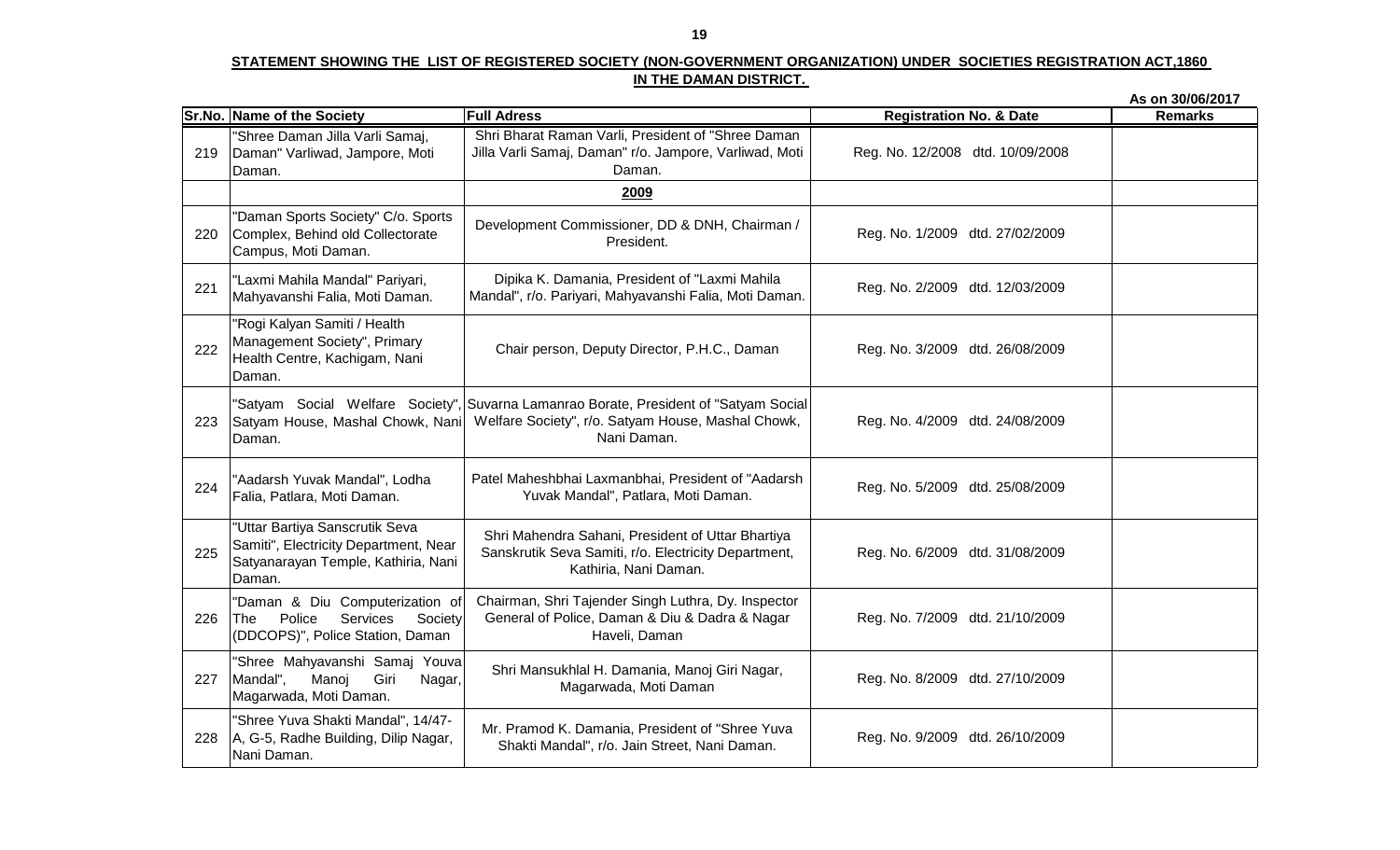**STATEMENT SHOWING THE LIST OF REGISTERED SOCIETY (NON-GOVERNMENT ORGANIZATION) UNDER SOCIETIES REGISTRATION ACT,1860 IN THE DAMAN DISTRICT.**

**As on 30/06/2017**

| Sr.No. | Name of the Society | Full Adress | Registration No. & Date | Remarks |
|---|---|---|---|---|
| 219 | "Shree Daman Jilla Varli Samaj, Daman" Varliwad, Jampore, Moti Daman. | Shri Bharat Raman Varli, President of "Shree Daman Jilla Varli Samaj, Daman" r/o. Jampore, Varliwad, Moti Daman. | Reg. No. 12/2008 dtd. 10/09/2008 | |
| | | **2009** | | |
| 220 | "Daman Sports Society" C/o. Sports Complex, Behind old Collectorate Campus, Moti Daman. | Development Commissioner, DD & DNH, Chairman / President. | Reg. No. 1/2009 dtd. 27/02/2009 | |
| 221 | "Laxmi Mahila Mandal" Pariyari, Mahyavanshi Falia, Moti Daman. | Dipika K. Damania, President of "Laxmi Mahila Mandal", r/o. Pariyari, Mahyavanshi Falia, Moti Daman. | Reg. No. 2/2009 dtd. 12/03/2009 | |
| 222 | "Rogi Kalyan Samiti / Health Management Society", Primary Health Centre, Kachigam, Nani Daman. | Chair person, Deputy Director, P.H.C., Daman | Reg. No. 3/2009 dtd. 26/08/2009 | |
| 223 | "Satyam Social Welfare Society", Satyam House, Mashal Chowk, Nani Daman. | Suvarna Lamanrao Borate, President of "Satyam Social Welfare Society", r/o. Satyam House, Mashal Chowk, Nani Daman. | Reg. No. 4/2009 dtd. 24/08/2009 | |
| 224 | "Aadarsh Yuvak Mandal", Lodha Falia, Patlara, Moti Daman. | Patel Maheshbhai Laxmanbhai, President of "Aadarsh Yuvak Mandal", Patlara, Moti Daman. | Reg. No. 5/2009 dtd. 25/08/2009 | |
| 225 | "Uttar Bartiya Sanscrutik Seva Samiti", Electricity Department, Near Satyanarayan Temple, Kathiria, Nani Daman. | Shri Mahendra Sahani, President of Uttar Bhartiya Sanskrutik Seva Samiti, r/o. Electricity Department, Kathiria, Nani Daman. | Reg. No. 6/2009 dtd. 31/08/2009 | |
| 226 | "Daman & Diu Computerization of The Police Services Society (DDCOPS)", Police Station, Daman | Chairman, Shri Tajender Singh Luthra, Dy. Inspector General of Police, Daman & Diu & Dadra & Nagar Haveli, Daman | Reg. No. 7/2009 dtd. 21/10/2009 | |
| 227 | "Shree Mahyavanshi Samaj Youva Mandal", Manoj Giri Nagar, Magarwada, Moti Daman. | Shri Mansukhlal H. Damania, Manoj Giri Nagar, Magarwada, Moti Daman | Reg. No. 8/2009 dtd. 27/10/2009 | |
| 228 | "Shree Yuva Shakti Mandal", 14/47-A, G-5, Radhe Building, Dilip Nagar, Nani Daman. | Mr. Pramod K. Damania, President of "Shree Yuva Shakti Mandal", r/o. Jain Street, Nani Daman. | Reg. No. 9/2009 dtd. 26/10/2009 | |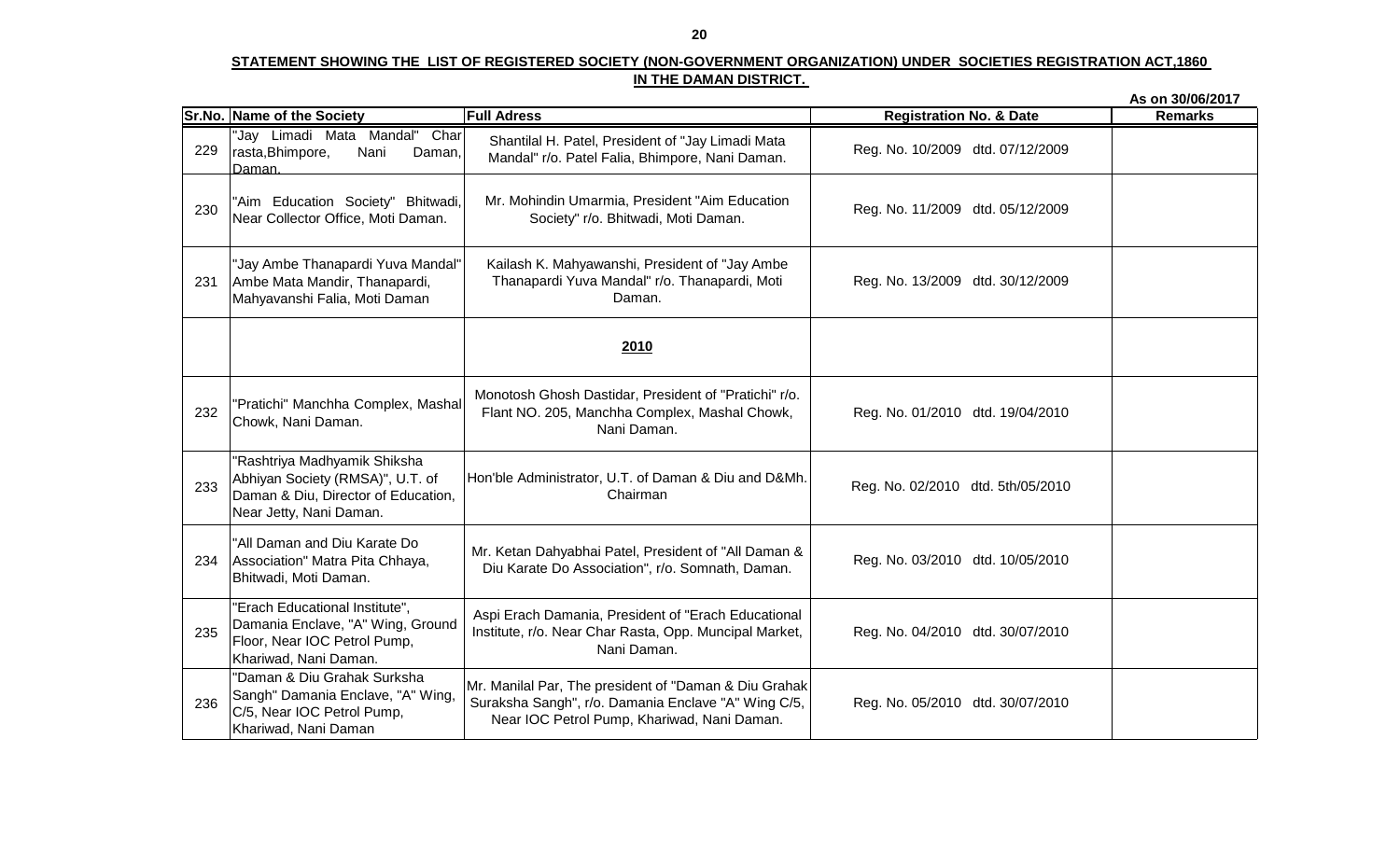**STATEMENT SHOWING THE LIST OF REGISTERED SOCIETY (NON-GOVERNMENT ORGANIZATION) UNDER SOCIETIES REGISTRATION ACT,1860 IN THE DAMAN DISTRICT.**

As on 30/06/2017

| Sr.No. | Name of the Society | Full Adress | Registration No. & Date | Remarks |
|---|---|---|---|---|
| 229 | "Jay Limadi Mata Mandal" Char rasta,Bhimpore, Nani Daman, Daman. | Shantilal H. Patel, President of "Jay Limadi Mata Mandal" r/o. Patel Falia, Bhimpore, Nani Daman. | Reg. No. 10/2009 dtd. 07/12/2009 | |
| 230 | "Aim Education Society" Bhitwadi, Near Collector Office, Moti Daman. | Mr. Mohindin Umarmia, President "Aim Education Society" r/o. Bhitwadi, Moti Daman. | Reg. No. 11/2009 dtd. 05/12/2009 | |
| 231 | "Jay Ambe Thanapardi Yuva Mandal" Ambe Mata Mandir, Thanapardi, Mahyavanshi Falia, Moti Daman | Kailash K. Mahyawanshi, President of "Jay Ambe Thanapardi Yuva Mandal" r/o. Thanapardi, Moti Daman. | Reg. No. 13/2009 dtd. 30/12/2009 | |
| | | **2010** | | |
| 232 | "Pratichi" Manchha Complex, Mashal Chowk, Nani Daman. | Monotosh Ghosh Dastidar, President of "Pratichi" r/o. Flant NO. 205, Manchha Complex, Mashal Chowk, Nani Daman. | Reg. No. 01/2010 dtd. 19/04/2010 | |
| 233 | "Rashtriya Madhyamik Shiksha Abhiyan Society (RMSA)", U.T. of Daman & Diu, Director of Education, Near Jetty, Nani Daman. | Hon'ble Administrator, U.T. of Daman & Diu and D&Mh. Chairman | Reg. No. 02/2010 dtd. 5th/05/2010 | |
| 234 | "All Daman and Diu Karate Do Association" Matra Pita Chhaya, Bhitwadi, Moti Daman. | Mr. Ketan Dahyabhai Patel, President of "All Daman & Diu Karate Do Association", r/o. Somnath, Daman. | Reg. No. 03/2010 dtd. 10/05/2010 | |
| 235 | "Erach Educational Institute", Damania Enclave, "A" Wing, Ground Floor, Near IOC Petrol Pump, Khariwad, Nani Daman. | Aspi Erach Damania, President of "Erach Educational Institute, r/o. Near Char Rasta, Opp. Muncipal Market, Nani Daman. | Reg. No. 04/2010 dtd. 30/07/2010 | |
| 236 | "Daman & Diu Grahak Surksha Sangh" Damania Enclave, "A" Wing, C/5, Near IOC Petrol Pump, Khariwad, Nani Daman | Mr. Manilal Par, The president of "Daman & Diu Grahak Suraksha Sangh", r/o. Damania Enclave "A" Wing C/5, Near IOC Petrol Pump, Khariwad, Nani Daman. | Reg. No. 05/2010 dtd. 30/07/2010 | |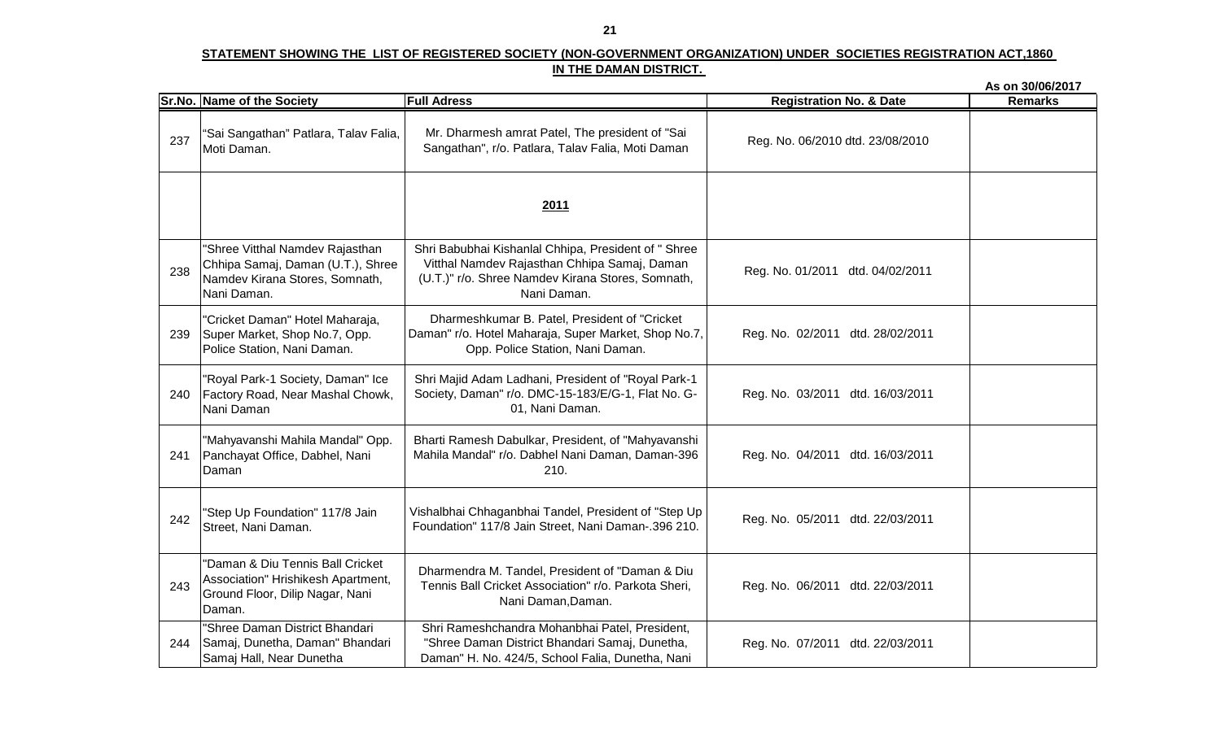**STATEMENT SHOWING THE LIST OF REGISTERED SOCIETY (NON-GOVERNMENT ORGANIZATION) UNDER SOCIETIES REGISTRATION ACT,1860 IN THE DAMAN DISTRICT.**

As on 30/06/2017

| Sr.No. | Name of the Society | Full Adress | Registration No. & Date | Remarks |
|---|---|---|---|---|
| 237 | "Sai Sangathan" Patlara, Talav Falia, Moti Daman. | Mr. Dharmesh amrat Patel, The president of "Sai Sangathan", r/o. Patlara, Talav Falia, Moti Daman | Reg. No. 06/2010 dtd. 23/08/2010 | |
| | | **2011** | | |
| 238 | "Shree Vitthal Namdev Rajasthan Chhipa Samaj, Daman (U.T.), Shree Namdev Kirana Stores, Somnath, Nani Daman. | Shri Babubhai Kishanlal Chhipa, President of " Shree Vitthal Namdev Rajasthan Chhipa Samaj, Daman (U.T.)" r/o. Shree Namdev Kirana Stores, Somnath, Nani Daman. | Reg. No. 01/2011 dtd. 04/02/2011 | |
| 239 | "Cricket Daman" Hotel Maharaja, Super Market, Shop No.7, Opp. Police Station, Nani Daman. | Dharmeshkumar B. Patel, President of "Cricket Daman" r/o. Hotel Maharaja, Super Market, Shop No.7, Opp. Police Station, Nani Daman. | Reg. No. 02/2011 dtd. 28/02/2011 | |
| 240 | "Royal Park-1 Society, Daman" Ice Factory Road, Near Mashal Chowk, Nani Daman | Shri Majid Adam Ladhani, President of "Royal Park-1 Society, Daman" r/o. DMC-15-183/E/G-1, Flat No. G-01, Nani Daman. | Reg. No. 03/2011 dtd. 16/03/2011 | |
| 241 | "Mahyavanshi Mahila Mandal" Opp. Panchayat Office, Dabhel, Nani Daman | Bharti Ramesh Dabulkar, President, of "Mahyavanshi Mahila Mandal" r/o. Dabhel Nani Daman, Daman-396 210. | Reg. No. 04/2011 dtd. 16/03/2011 | |
| 242 | "Step Up Foundation" 117/8 Jain Street, Nani Daman. | Vishalbhai Chhaganbhai Tandel, President of "Step Up Foundation" 117/8 Jain Street, Nani Daman-.396 210. | Reg. No. 05/2011 dtd. 22/03/2011 | |
| 243 | "Daman & Diu Tennis Ball Cricket Association" Hrishikesh Apartment, Ground Floor, Dilip Nagar, Nani Daman. | Dharmendra M. Tandel, President of "Daman & Diu Tennis Ball Cricket Association" r/o. Parkota Sheri, Nani Daman,Daman. | Reg. No. 06/2011 dtd. 22/03/2011 | |
| 244 | "Shree Daman District Bhandari Samaj, Dunetha, Daman" Bhandari Samaj Hall, Near Dunetha | Shri Rameshchandra Mohanbhai Patel, President, "Shree Daman District Bhandari Samaj, Dunetha, Daman" H. No. 424/5, School Falia, Dunetha, Nani | Reg. No. 07/2011 dtd. 22/03/2011 | |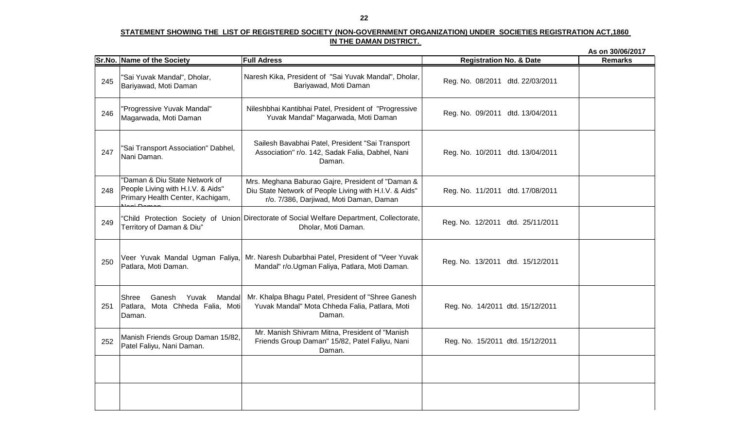**STATEMENT SHOWING THE LIST OF REGISTERED SOCIETY (NON-GOVERNMENT ORGANIZATION) UNDER SOCIETIES REGISTRATION ACT,1860 IN THE DAMAN DISTRICT.**

As on 30/06/2017

| Sr.No. | Name of the Society | Full Adress | Registration No. & Date | Remarks |
|---|---|---|---|---|
| 245 | "Sai Yuvak Mandal", Dholar, Bariyawad, Moti Daman | Naresh Kika, President of "Sai Yuvak Mandal", Dholar, Bariyawad, Moti Daman | Reg. No. 08/2011 dtd. 22/03/2011 | |
| 246 | "Progressive Yuvak Mandal" Magarwada, Moti Daman | Nileshbhai Kantibhai Patel, President of "Progressive Yuvak Mandal" Magarwada, Moti Daman | Reg. No. 09/2011 dtd. 13/04/2011 | |
| 247 | "Sai Transport Association" Dabhel, Nani Daman. | Sailesh Bavabhai Patel, President "Sai Transport Association" r/o. 142, Sadak Falia, Dabhel, Nani Daman. | Reg. No. 10/2011 dtd. 13/04/2011 | |
| 248 | "Daman & Diu State Network of People Living with H.I.V. & Aids" Primary Health Center, Kachigam, Nani Daman | Mrs. Meghana Baburao Gajre, President of "Daman & Diu State Network of People Living with H.I.V. & Aids" r/o. 7/386, Darjiwad, Moti Daman, Daman | Reg. No. 11/2011 dtd. 17/08/2011 | |
| 249 | "Child Protection Society of Union Territory of Daman & Diu" | Directorate of Social Welfare Department, Collectorate, Dholar, Moti Daman. | Reg. No. 12/2011 dtd. 25/11/2011 | |
| 250 | Veer Yuvak Mandal Ugman Faliya, Patlara, Moti Daman. | Mr. Naresh Dubarbhai Patel, President of "Veer Yuvak Mandal" r/o.Ugman Faliya, Patlara, Moti Daman. | Reg. No. 13/2011 dtd. 15/12/2011 | |
| 251 | Shree Ganesh Yuvak Mandal Patlara, Mota Chheda Falia, Moti Daman. | Mr. Khalpa Bhagu Patel, President of "Shree Ganesh Yuvak Mandal" Mota Chheda Falia, Patlara, Moti Daman. | Reg. No. 14/2011 dtd. 15/12/2011 | |
| 252 | Manish Friends Group Daman 15/82, Patel Faliyu, Nani Daman. | Mr. Manish Shivram Mitna, President of "Manish Friends Group Daman" 15/82, Patel Faliyu, Nani Daman. | Reg. No. 15/2011 dtd. 15/12/2011 | |
| | | | | |
| | | | | |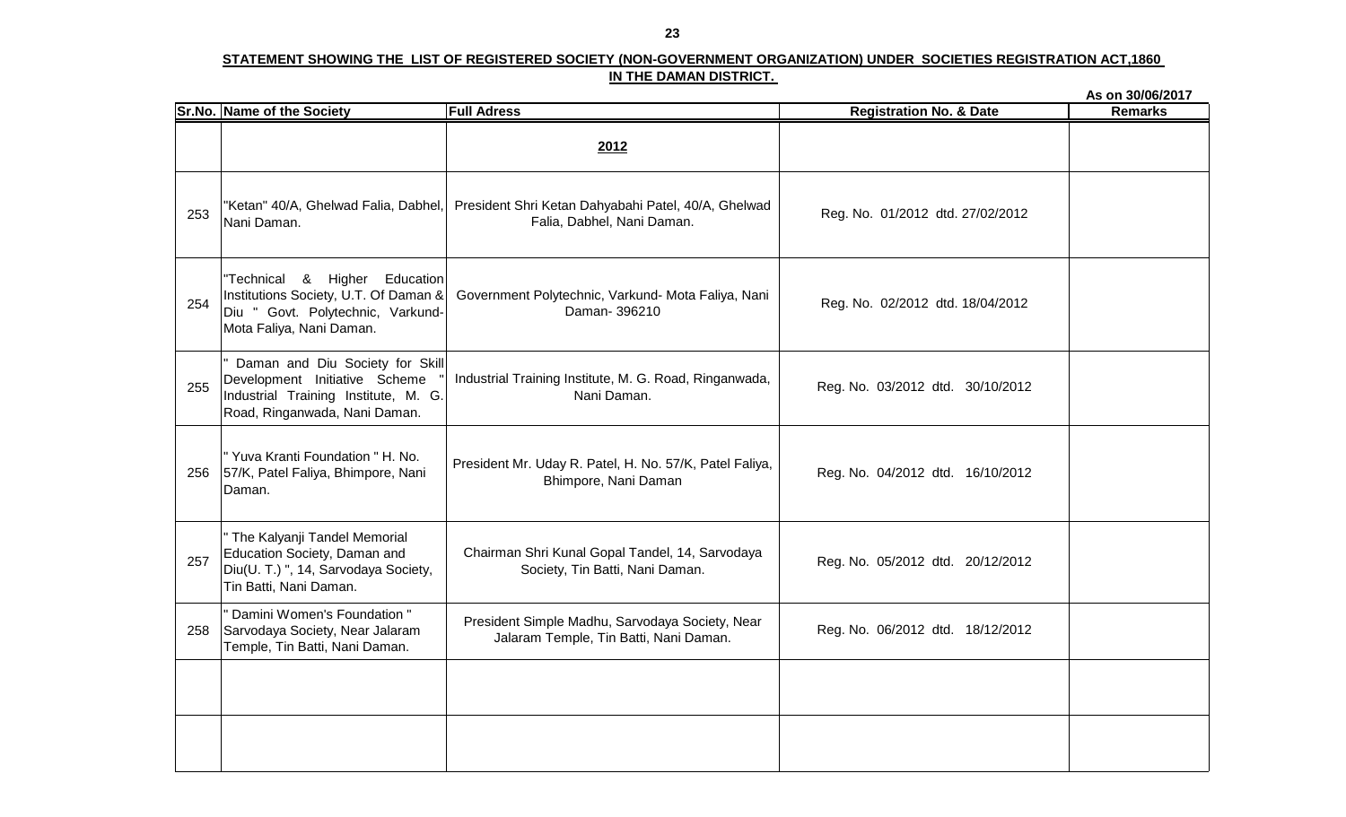**STATEMENT SHOWING THE LIST OF REGISTERED SOCIETY (NON-GOVERNMENT ORGANIZATION) UNDER SOCIETIES REGISTRATION ACT,1860 IN THE DAMAN DISTRICT.**

As on 30/06/2017

| Sr.No. | Name of the Society | Full Adress | Registration No. & Date | Remarks |
|---|---|---|---|---|
| | | **2012** | | |
| 253 | "Ketan" 40/A, Ghelwad Falia, Dabhel, Nani Daman. | President Shri Ketan Dahyabahi Patel, 40/A, Ghelwad Falia, Dabhel, Nani Daman. | Reg. No. 01/2012 dtd. 27/02/2012 | |
| 254 | "Technical & Higher Education Institutions Society, U.T. Of Daman & Diu " Govt. Polytechnic, Varkund-Mota Faliya, Nani Daman. | Government Polytechnic, Varkund- Mota Faliya, Nani Daman- 396210 | Reg. No. 02/2012 dtd. 18/04/2012 | |
| 255 | " Daman and Diu Society for Skill Development Initiative Scheme " Industrial Training Institute, M. G. Road, Ringanwada, Nani Daman. | Industrial Training Institute, M. G. Road, Ringanwada, Nani Daman. | Reg. No. 03/2012 dtd. 30/10/2012 | |
| 256 | " Yuva Kranti Foundation " H. No. 57/K, Patel Faliya, Bhimpore, Nani Daman. | President Mr. Uday R. Patel, H. No. 57/K, Patel Faliya, Bhimpore, Nani Daman | Reg. No. 04/2012 dtd. 16/10/2012 | |
| 257 | " The Kalyanji Tandel Memorial Education Society, Daman and Diu(U. T.) ", 14, Sarvodaya Society, Tin Batti, Nani Daman. | Chairman Shri Kunal Gopal Tandel, 14, Sarvodaya Society, Tin Batti, Nani Daman. | Reg. No. 05/2012 dtd. 20/12/2012 | |
| 258 | " Damini Women's Foundation " Sarvodaya Society, Near Jalaram Temple, Tin Batti, Nani Daman. | President Simple Madhu, Sarvodaya Society, Near Jalaram Temple, Tin Batti, Nani Daman. | Reg. No. 06/2012 dtd. 18/12/2012 | |
| | | | | |
| | | | | |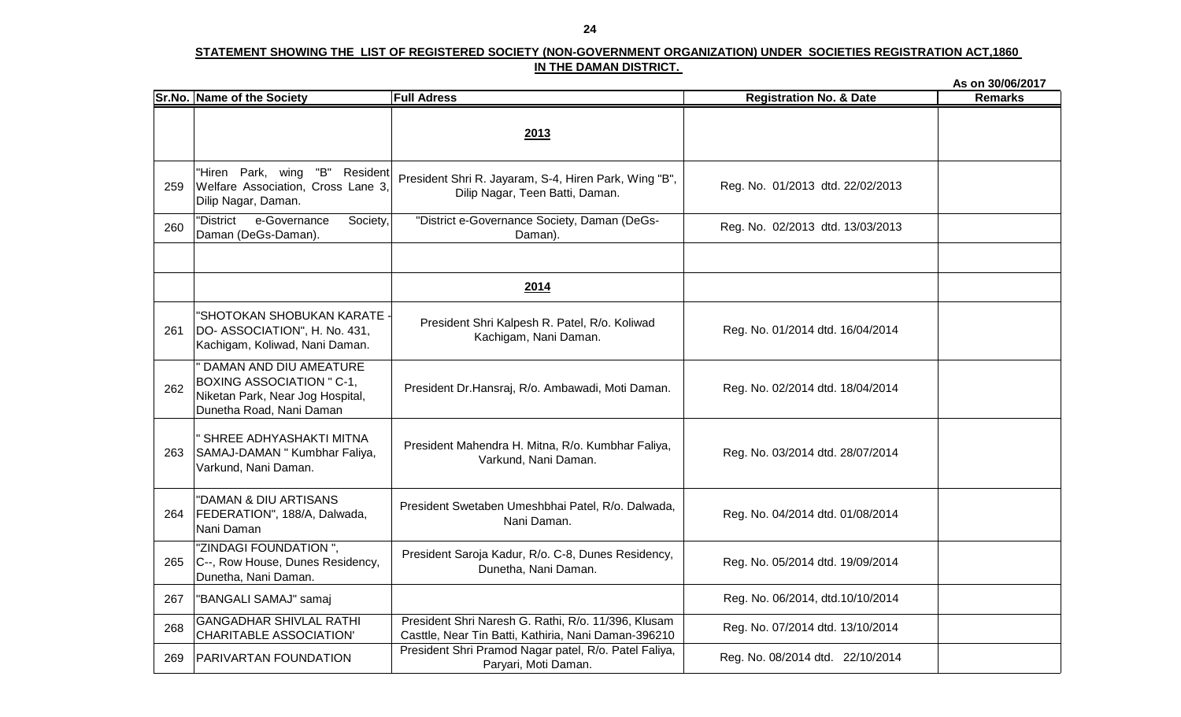**STATEMENT SHOWING THE LIST OF REGISTERED SOCIETY (NON-GOVERNMENT ORGANIZATION) UNDER SOCIETIES REGISTRATION ACT,1860 IN THE DAMAN DISTRICT.**

**As on 30/06/2017**

| Sr.No. | Name of the Society | Full Adress | Registration No. & Date | Remarks |
|---|---|---|---|---|
| | | **2013** | | |
| 259 | "Hiren Park, wing "B" Resident Welfare Association, Cross Lane 3, Dilip Nagar, Daman. | President Shri R. Jayaram, S-4, Hiren Park, Wing "B", Dilip Nagar, Teen Batti, Daman. | Reg. No. 01/2013 dtd. 22/02/2013 | |
| 260 | "District e-Governance Society, Daman (DeGs-Daman). | "District e-Governance Society, Daman (DeGs-Daman). | Reg. No. 02/2013 dtd. 13/03/2013 | |
| | | | | |
| | | **2014** | | |
| 261 | "SHOTOKAN SHOBUKAN KARATE - DO- ASSOCIATION", H. No. 431, Kachigam, Koliwad, Nani Daman. | President Shri Kalpesh R. Patel, R/o. Koliwad Kachigam, Nani Daman. | Reg. No. 01/2014 dtd. 16/04/2014 | |
| 262 | " DAMAN AND DIU AMEATURE BOXING ASSOCIATION " C-1, Niketan Park, Near Jog Hospital, Dunetha Road, Nani Daman | President Dr.Hansraj, R/o. Ambawadi, Moti Daman. | Reg. No. 02/2014 dtd. 18/04/2014 | |
| 263 | " SHREE ADHYASHAKTI MITNA SAMAJ-DAMAN " Kumbhar Faliya, Varkund, Nani Daman. | President Mahendra H. Mitna, R/o. Kumbhar Faliya, Varkund, Nani Daman. | Reg. No. 03/2014 dtd. 28/07/2014 | |
| 264 | "DAMAN & DIU ARTISANS FEDERATION", 188/A, Dalwada, Nani Daman | President Swetaben Umeshbhai Patel, R/o. Dalwada, Nani Daman. | Reg. No. 04/2014 dtd. 01/08/2014 | |
| 265 | "ZINDAGI FOUNDATION ", C--, Row House, Dunes Residency, Dunetha, Nani Daman. | President Saroja Kadur, R/o. C-8, Dunes Residency, Dunetha, Nani Daman. | Reg. No. 05/2014 dtd. 19/09/2014 | |
| 267 | "BANGALI SAMAJ" samaj | | Reg. No. 06/2014, dtd.10/10/2014 | |
| 268 | GANGADHAR SHIVLAL RATHI CHARITABLE ASSOCIATION' | President Shri Naresh G. Rathi, R/o. 11/396, Klusam Casttle, Near Tin Batti, Kathiria, Nani Daman-396210 | Reg. No. 07/2014 dtd. 13/10/2014 | |
| 269 | PARIVARTAN FOUNDATION | President Shri Pramod Nagar patel, R/o. Patel Faliya, Paryari, Moti Daman. | Reg. No. 08/2014 dtd. 22/10/2014 | |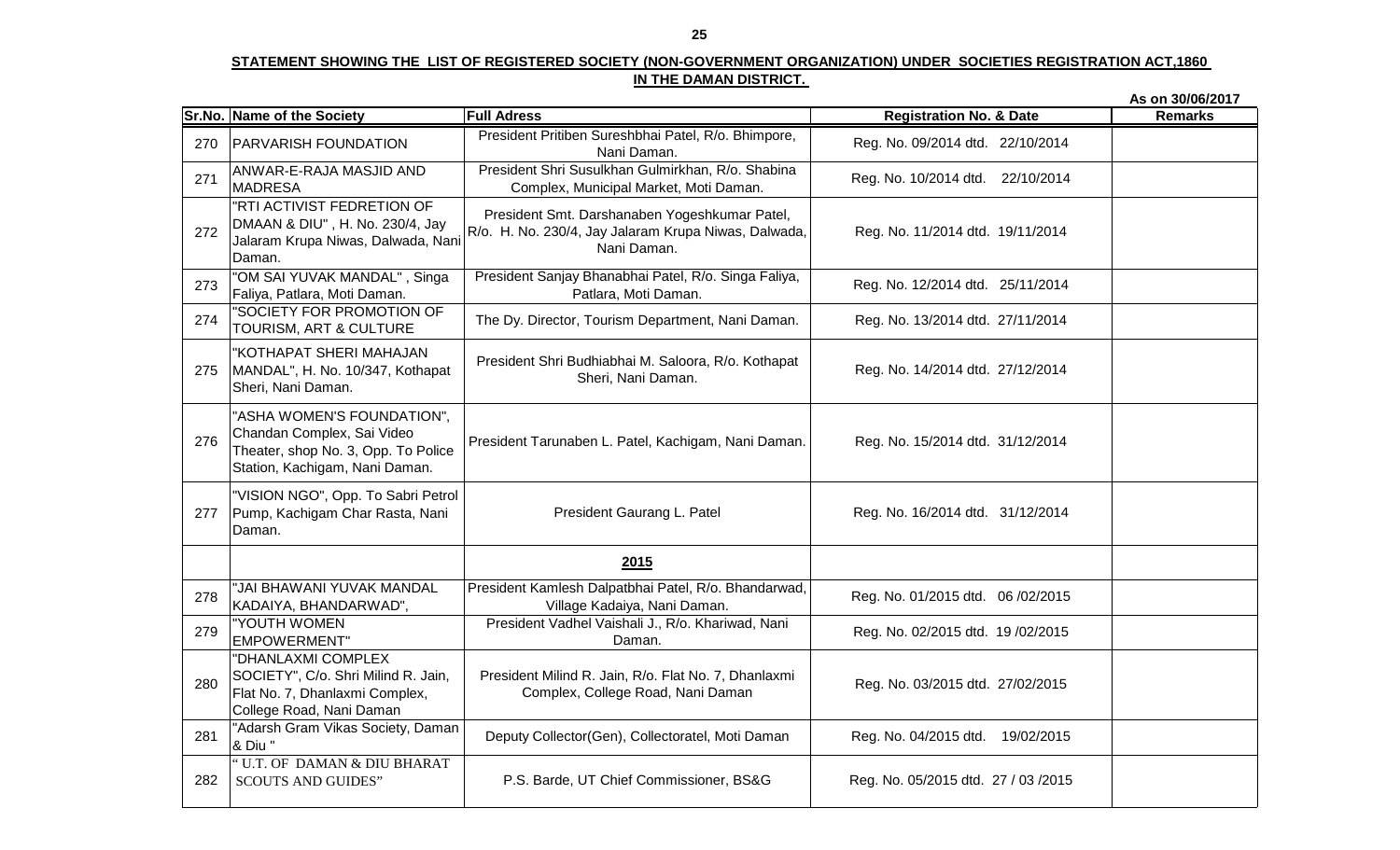**STATEMENT SHOWING THE LIST OF REGISTERED SOCIETY (NON-GOVERNMENT ORGANIZATION) UNDER SOCIETIES REGISTRATION ACT,1860 IN THE DAMAN DISTRICT.**

As on 30/06/2017

| Sr.No. | Name of the Society | Full Adress | Registration No. & Date | Remarks |
|---|---|---|---|---|
| 270 | PARVARISH FOUNDATION | President Pritiben Sureshbhai Patel, R/o. Bhimpore, Nani Daman. | Reg. No. 09/2014 dtd. 22/10/2014 | |
| 271 | ANWAR-E-RAJA MASJID AND MADRESA | President Shri Susulkhan Gulmirkhan, R/o. Shabina Complex, Municipal Market, Moti Daman. | Reg. No. 10/2014 dtd. 22/10/2014 | |
| 272 | "RTI ACTIVIST FEDRETION OF DMAAN & DIU" , H. No. 230/4, Jay Jalaram Krupa Niwas, Dalwada, Nani Daman. | President Smt. Darshanaben Yogeshkumar Patel, R/o. H. No. 230/4, Jay Jalaram Krupa Niwas, Dalwada, Nani Daman. | Reg. No. 11/2014 dtd. 19/11/2014 | |
| 273 | "OM SAI YUVAK MANDAL" , Singa Faliya, Patlara, Moti Daman. | President Sanjay Bhanabhai Patel, R/o. Singa Faliya, Patlara, Moti Daman. | Reg. No. 12/2014 dtd. 25/11/2014 | |
| 274 | "SOCIETY FOR PROMOTION OF TOURISM, ART & CULTURE | The Dy. Director, Tourism Department, Nani Daman. | Reg. No. 13/2014 dtd. 27/11/2014 | |
| 275 | "KOTHAPAT SHERI MAHAJAN MANDAL", H. No. 10/347, Kothapat Sheri, Nani Daman. | President Shri Budhiabhai M. Saloora, R/o. Kothapat Sheri, Nani Daman. | Reg. No. 14/2014 dtd. 27/12/2014 | |
| 276 | "ASHA WOMEN'S FOUNDATION", Chandan Complex, Sai Video Theater, shop No. 3, Opp. To Police Station, Kachigam, Nani Daman. | President Tarunaben L. Patel, Kachigam, Nani Daman. | Reg. No. 15/2014 dtd. 31/12/2014 | |
| 277 | "VISION NGO", Opp. To Sabri Petrol Pump, Kachigam Char Rasta, Nani Daman. | President Gaurang L. Patel | Reg. No. 16/2014 dtd. 31/12/2014 | |
| | | **2015** | | |
| 278 | "JAI BHAWANI YUVAK MANDAL KADAIYA, BHANDARWAD", | President Kamlesh Dalpatbhai Patel, R/o. Bhandarwad, Village Kadaiya, Nani Daman. | Reg. No. 01/2015 dtd. 06 /02/2015 | |
| 279 | "YOUTH WOMEN EMPOWERMENT" | President Vadhel Vaishali J., R/o. Khariwad, Nani Daman. | Reg. No. 02/2015 dtd. 19 /02/2015 | |
| 280 | "DHANLAXMI COMPLEX SOCIETY", C/o. Shri Milind R. Jain, Flat No. 7, Dhanlaxmi Complex, College Road, Nani Daman | President Milind R. Jain, R/o. Flat No. 7, Dhanlaxmi Complex, College Road, Nani Daman | Reg. No. 03/2015 dtd. 27/02/2015 | |
| 281 | "Adarsh Gram Vikas Society, Daman & Diu " | Deputy Collector(Gen), Collectoratel, Moti Daman | Reg. No. 04/2015 dtd. 19/02/2015 | |
| 282 | " U.T. OF DAMAN & DIU BHARAT SCOUTS AND GUIDES" | P.S. Barde, UT Chief Commissioner, BS&G | Reg. No. 05/2015 dtd. 27 / 03 /2015 | |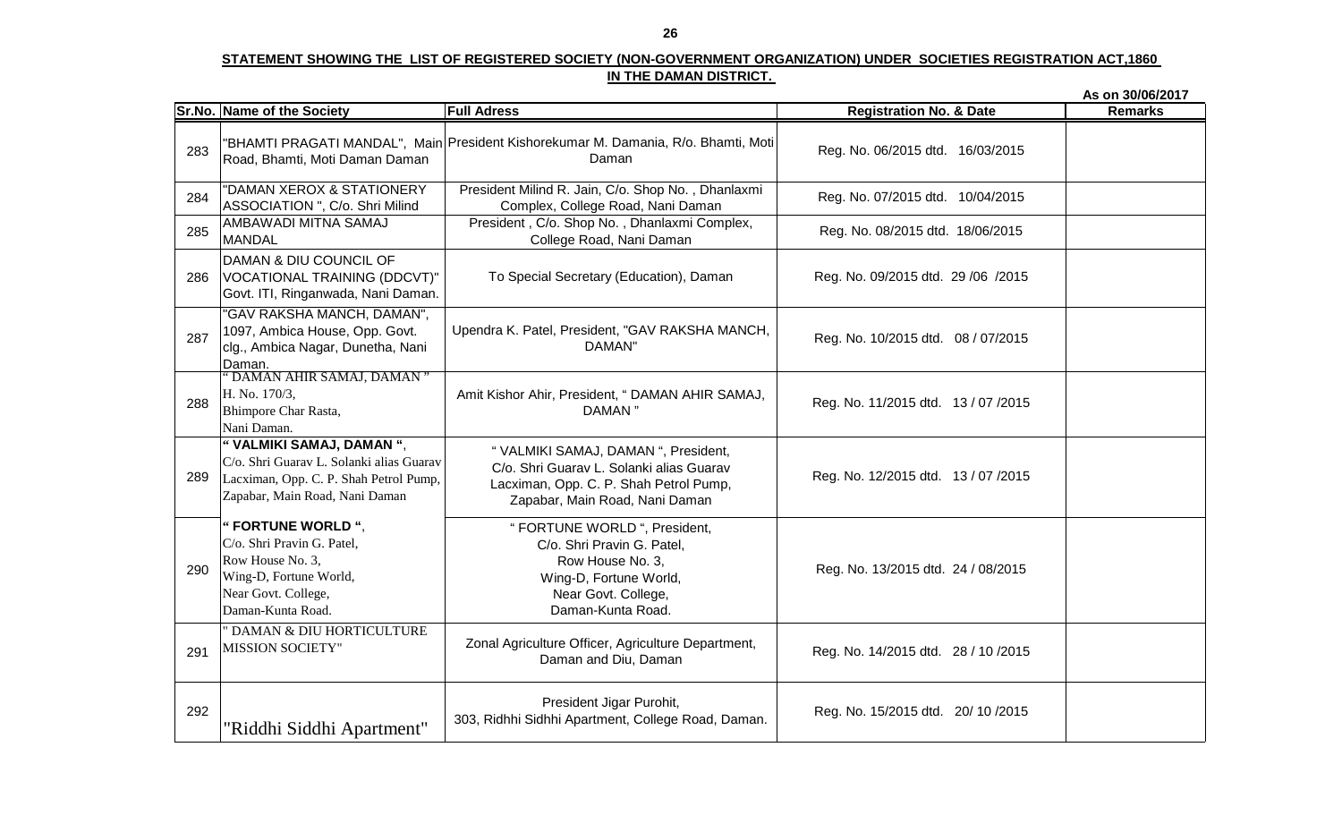**STATEMENT SHOWING THE LIST OF REGISTERED SOCIETY (NON-GOVERNMENT ORGANIZATION) UNDER SOCIETIES REGISTRATION ACT,1860 IN THE DAMAN DISTRICT.**

As on 30/06/2017

| Sr.No. | Name of the Society | Full Adress | Registration No. & Date | Remarks |
|---|---|---|---|---|
| 283 | "BHAMTI PRAGATI MANDAL", Main Road, Bhamti, Moti Daman Daman | President Kishorekumar M. Damania, R/o. Bhamti, Moti Daman | Reg. No. 06/2015 dtd. 16/03/2015 | |
| 284 | "DAMAN XEROX & STATIONERY ASSOCIATION ", C/o. Shri Milind | President Milind R. Jain, C/o. Shop No. , Dhanlaxmi Complex, College Road, Nani Daman | Reg. No. 07/2015 dtd. 10/04/2015 | |
| 285 | AMBAWADI MITNA SAMAJ MANDAL | President , C/o. Shop No. , Dhanlaxmi Complex, College Road, Nani Daman | Reg. No. 08/2015 dtd. 18/06/2015 | |
| 286 | DAMAN & DIU COUNCIL OF VOCATIONAL TRAINING (DDCVT)" Govt. ITI, Ringanwada, Nani Daman. | To Special Secretary (Education), Daman | Reg. No. 09/2015 dtd. 29 /06 /2015 | |
| 287 | "GAV RAKSHA MANCH, DAMAN", 1097, Ambica House, Opp. Govt. clg., Ambica Nagar, Dunetha, Nani Daman. | Upendra K. Patel, President, "GAV RAKSHA MANCH, DAMAN" | Reg. No. 10/2015 dtd. 08 / 07/2015 | |
| 288 | " DAMAN AHIR SAMAJ, DAMAN " H. No. 170/3, Bhimpore Char Rasta, Nani Daman. | Amit Kishor Ahir, President, " DAMAN AHIR SAMAJ, DAMAN " | Reg. No. 11/2015 dtd. 13 / 07 /2015 | |
| 289 | **" VALMIKI SAMAJ, DAMAN "**, C/o. Shri Guarav L. Solanki alias Guarav Lacximan, Opp. C. P. Shah Petrol Pump, Zapabar, Main Road, Nani Daman | " VALMIKI SAMAJ, DAMAN ", President, C/o. Shri Guarav L. Solanki alias Guarav Lacximan, Opp. C. P. Shah Petrol Pump, Zapabar, Main Road, Nani Daman | Reg. No. 12/2015 dtd. 13 / 07 /2015 | |
| 290 | **" FORTUNE WORLD "**, C/o. Shri Pravin G. Patel, Row House No. 3, Wing-D, Fortune World, Near Govt. College, Daman-Kunta Road. | " FORTUNE WORLD ", President, C/o. Shri Pravin G. Patel, Row House No. 3, Wing-D, Fortune World, Near Govt. College, Daman-Kunta Road. | Reg. No. 13/2015 dtd. 24 / 08/2015 | |
| 291 | " DAMAN & DIU HORTICULTURE MISSION SOCIETY" | Zonal Agriculture Officer, Agriculture Department, Daman and Diu, Daman | Reg. No. 14/2015 dtd. 28 / 10 /2015 | |
| 292 | "Riddhi Siddhi Apartment" | President Jigar Purohit, 303, Ridhhi Sidhhi Apartment, College Road, Daman. | Reg. No. 15/2015 dtd. 20/ 10 /2015 | |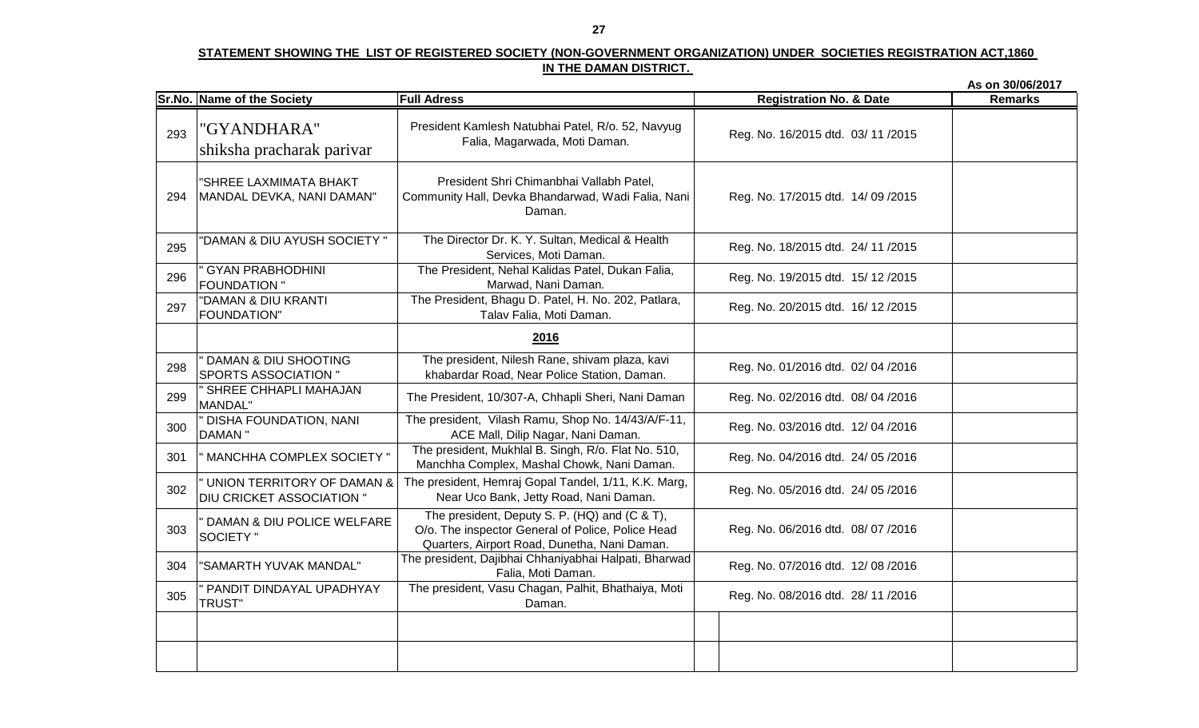**STATEMENT SHOWING THE LIST OF REGISTERED SOCIETY (NON-GOVERNMENT ORGANIZATION) UNDER SOCIETIES REGISTRATION ACT,1860 IN THE DAMAN DISTRICT.**

**As on 30/06/2017**

| Sr.No. | Name of the Society | Full Adress | Registration No. & Date | Remarks |
|---|---|---|---|---|
| 293 | "GYANDHARA" shiksha pracharak parivar | President Kamlesh Natubhai Patel, R/o. 52, Navyug Falia, Magarwada, Moti Daman. | Reg. No. 16/2015 dtd. 03/ 11 /2015 | |
| 294 | "SHREE LAXMIMATA BHAKT MANDAL DEVKA, NANI DAMAN" | President Shri Chimanbhai Vallabh Patel, Community Hall, Devka Bhandarwad, Wadi Falia, Nani Daman. | Reg. No. 17/2015 dtd. 14/ 09 /2015 | |
| 295 | "DAMAN & DIU AYUSH SOCIETY " | The Director Dr. K. Y. Sultan, Medical & Health Services, Moti Daman. | Reg. No. 18/2015 dtd. 24/ 11 /2015 | |
| 296 | " GYAN PRABHODHINI FOUNDATION " | The President, Nehal Kalidas Patel, Dukan Falia, Marwad, Nani Daman. | Reg. No. 19/2015 dtd. 15/ 12 /2015 | |
| 297 | "DAMAN & DIU KRANTI FOUNDATION" | The President, Bhagu D. Patel, H. No. 202, Patlara, Talav Falia, Moti Daman. | Reg. No. 20/2015 dtd. 16/ 12 /2015 | |
| | | **2016** | | |
| 298 | " DAMAN & DIU SHOOTING SPORTS ASSOCIATION " | The president, Nilesh Rane, shivam plaza, kavi khabardar Road, Near Police Station, Daman. | Reg. No. 01/2016 dtd. 02/ 04 /2016 | |
| 299 | " SHREE CHHAPLI MAHAJAN MANDAL" | The President, 10/307-A, Chhapli Sheri, Nani Daman | Reg. No. 02/2016 dtd. 08/ 04 /2016 | |
| 300 | " DISHA FOUNDATION, NANI DAMAN " | The president, Vilash Ramu, Shop No. 14/43/A/F-11, ACE Mall, Dilip Nagar, Nani Daman. | Reg. No. 03/2016 dtd. 12/ 04 /2016 | |
| 301 | " MANCHHA COMPLEX SOCIETY " | The president, Mukhlal B. Singh, R/o. Flat No. 510, Manchha Complex, Mashal Chowk, Nani Daman. | Reg. No. 04/2016 dtd. 24/ 05 /2016 | |
| 302 | " UNION TERRITORY OF DAMAN & DIU CRICKET ASSOCIATION " | The president, Hemraj Gopal Tandel, 1/11, K.K. Marg, Near Uco Bank, Jetty Road, Nani Daman. | Reg. No. 05/2016 dtd. 24/ 05 /2016 | |
| 303 | " DAMAN & DIU POLICE WELFARE SOCIETY " | The president, Deputy S. P. (HQ) and (C & T), O/o. The inspector General of Police, Police Head Quarters, Airport Road, Dunetha, Nani Daman. | Reg. No. 06/2016 dtd. 08/ 07 /2016 | |
| 304 | "SAMARTH YUVAK MANDAL" | The president, Dajibhai Chhaniyabhai Halpati, Bharwad Falia, Moti Daman. | Reg. No. 07/2016 dtd. 12/ 08 /2016 | |
| 305 | " PANDIT DINDAYAL UPADHYAY TRUST" | The president, Vasu Chagan, Palhit, Bhathaiya, Moti Daman. | Reg. No. 08/2016 dtd. 28/ 11 /2016 | |
| | | | | |
| | | | | |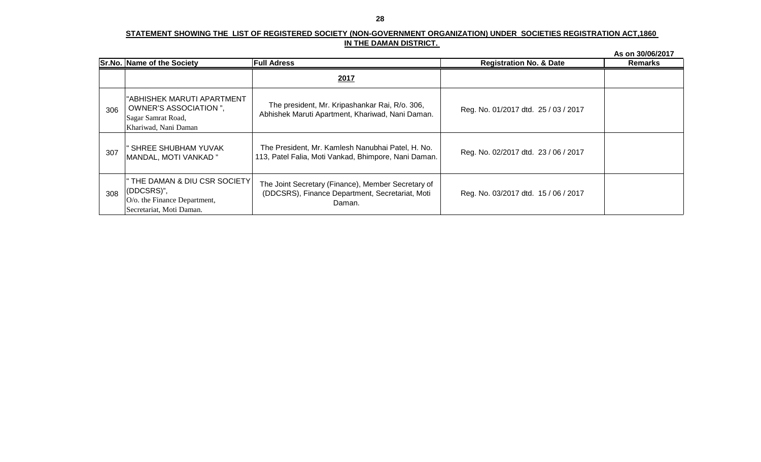**STATEMENT SHOWING THE LIST OF REGISTERED SOCIETY (NON-GOVERNMENT ORGANIZATION) UNDER SOCIETIES REGISTRATION ACT,1860 IN THE DAMAN DISTRICT.**

**As on 30/06/2017**

| Sr.No. | Name of the Society | Full Adress | Registration No. & Date | Remarks |
|---|---|---|---|---|
| | | **2017** | | |
| 306 | "ABHISHEK MARUTI APARTMENT OWNER'S ASSOCIATION ", Sagar Samrat Road, Khariwad, Nani Daman | The president, Mr. Kripashankar Rai, R/o. 306, Abhishek Maruti Apartment, Khariwad, Nani Daman. | Reg. No. 01/2017 dtd. 25 / 03 / 2017 | |
| 307 | " SHREE SHUBHAM YUVAK MANDAL, MOTI VANKAD " | The President, Mr. Kamlesh Nanubhai Patel, H. No. 113, Patel Falia, Moti Vankad, Bhimpore, Nani Daman. | Reg. No. 02/2017 dtd. 23 / 06 / 2017 | |
| 308 | " THE DAMAN & DIU CSR SOCIETY (DDCSRS)", O/o. the Finance Department, Secretariat, Moti Daman. | The Joint Secretary (Finance), Member Secretary of (DDCSRS), Finance Department, Secretariat, Moti Daman. | Reg. No. 03/2017 dtd. 15 / 06 / 2017 | |